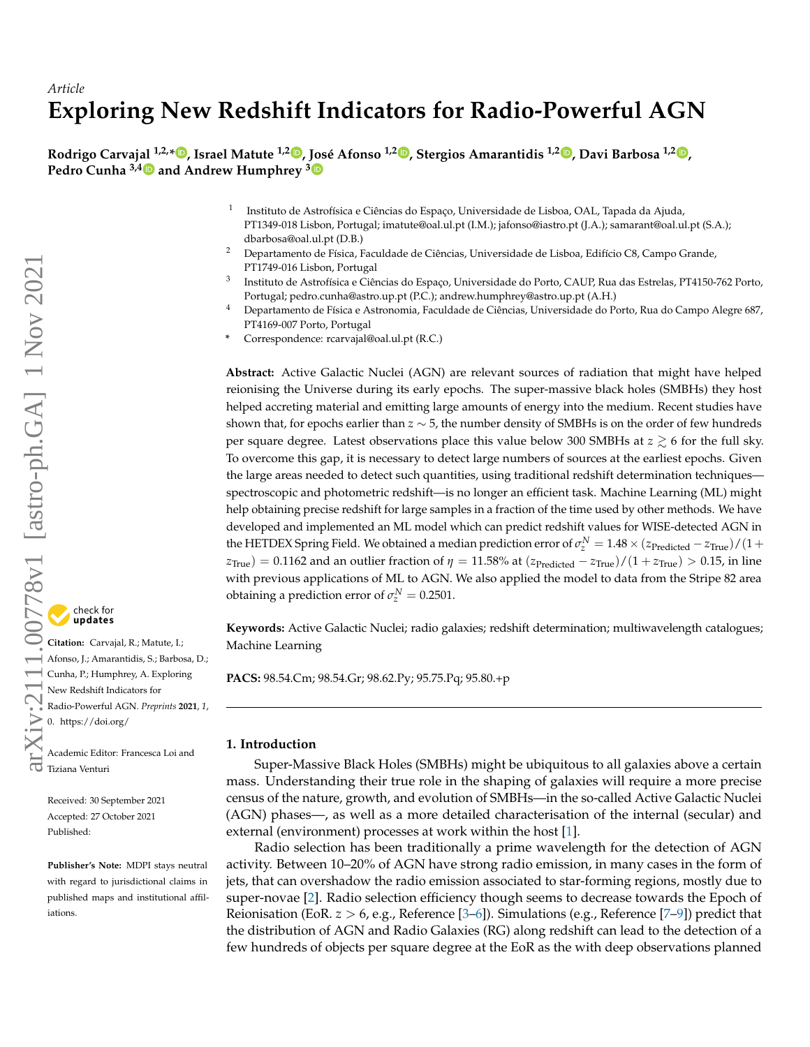*Article*

# Exploring New Redshift Indicators for Radio-Powerful AGN

**Rodrigo Carvajal [1,2,*], Israel Matute [1,2], José Afonso [1,2], Stergios Amarantidis [1,2], Davi Barbosa [1,2], Pedro Cunha [3,4] and Andrew Humphrey [3]**

[1] Instituto de Astrofísica e Ciências do Espaço, Universidade de Lisboa, OAL, Tapada da Ajuda, PT1349-018 Lisbon, Portugal; imatute@oal.ul.pt (I.M.); jafonso@iastro.pt (J.A.); samarant@oal.ul.pt (S.A.); dbarbosa@oal.ul.pt (D.B.)

[2] Departamento de Física, Faculdade de Ciências, Universidade de Lisboa, Edifício C8, Campo Grande, PT1749-016 Lisbon, Portugal

[3] Instituto de Astrofísica e Ciências do Espaço, Universidade do Porto, CAUP, Rua das Estrelas, PT4150-762 Porto, Portugal; pedro.cunha@astro.up.pt (P.C.); andrew.humphrey@astro.up.pt (A.H.)

[4] Departamento de Física e Astronomia, Faculdade de Ciências, Universidade do Porto, Rua do Campo Alegre 687, PT4169-007 Porto, Portugal

[*] Correspondence: rcarvajal@oal.ul.pt (R.C.)

**Abstract:** Active Galactic Nuclei (AGN) are relevant sources of radiation that might have helped reionising the Universe during its early epochs. The super-massive black holes (SMBHs) they host helped accreting material and emitting large amounts of energy into the medium. Recent studies have shown that, for epochs earlier than $z \sim 5$, the number density of SMBHs is on the order of few hundreds per square degree. Latest observations place this value below 300 SMBHs at $z \gtrsim 6$ for the full sky. To overcome this gap, it is necessary to detect large numbers of sources at the earliest epochs. Given the large areas needed to detect such quantities, using traditional redshift determination techniques—spectroscopic and photometric redshift—is no longer an efficient task. Machine Learning (ML) might help obtaining precise redshift for large samples in a fraction of the time used by other methods. We have developed and implemented an ML model which can predict redshift values for WISE-detected AGN in the HETDEX Spring Field. We obtained a median prediction error of $\sigma_z^N = 1.48 \times (z_{\mathrm{Predicted}} - z_{\mathrm{True}})/(1 + z_{\mathrm{True}}) = 0.1162$ and an outlier fraction of $\eta = 11.58\%$ at $(z_{\mathrm{Predicted}} - z_{\mathrm{True}})/(1 + z_{\mathrm{True}}) > 0.15$, in line with previous applications of ML to AGN. We also applied the model to data from the Stripe 82 area obtaining a prediction error of $\sigma_z^N = 0.2501$.

**Keywords:** Active Galactic Nuclei; radio galaxies; redshift determination; multiwavelength catalogues; Machine Learning

**PACS:** 98.54.Cm; 98.54.Gr; 98.62.Py; 95.75.Pq; 95.80.+p

**Citation:** Carvajal, R.; Matute, I.; Afonso, J.; Amarantidis, S.; Barbosa, D.; Cunha, P.; Humphrey, A. Exploring New Redshift Indicators for Radio-Powerful AGN. *Preprints* **2021**, *1*, 0. https://doi.org/

Academic Editor: Francesca Loi and Tiziana Venturi

Received: 30 September 2021
Accepted: 27 October 2021
Published:

**Publisher's Note:** MDPI stays neutral with regard to jurisdictional claims in published maps and institutional affiliations.

## 1. Introduction

Super-Massive Black Holes (SMBHs) might be ubiquitous to all galaxies above a certain mass. Understanding their true role in the shaping of galaxies will require a more precise census of the nature, growth, and evolution of SMBHs—in the so-called Active Galactic Nuclei (AGN) phases—, as well as a more detailed characterisation of the internal (secular) and external (environment) processes at work within the host [1].

Radio selection has been traditionally a prime wavelength for the detection of AGN activity. Between 10–20% of AGN have strong radio emission, in many cases in the form of jets, that can overshadow the radio emission associated to star-forming regions, mostly due to super-novae [2]. Radio selection efficiency though seems to decrease towards the Epoch of Reionisation (EoR. $z > 6$, e.g., Reference [3–6]). Simulations (e.g., Reference [7–9]) predict that the distribution of AGN and Radio Galaxies (RG) along redshift can lead to the detection of a few hundreds of objects per square degree at the EoR as the with deep observations planned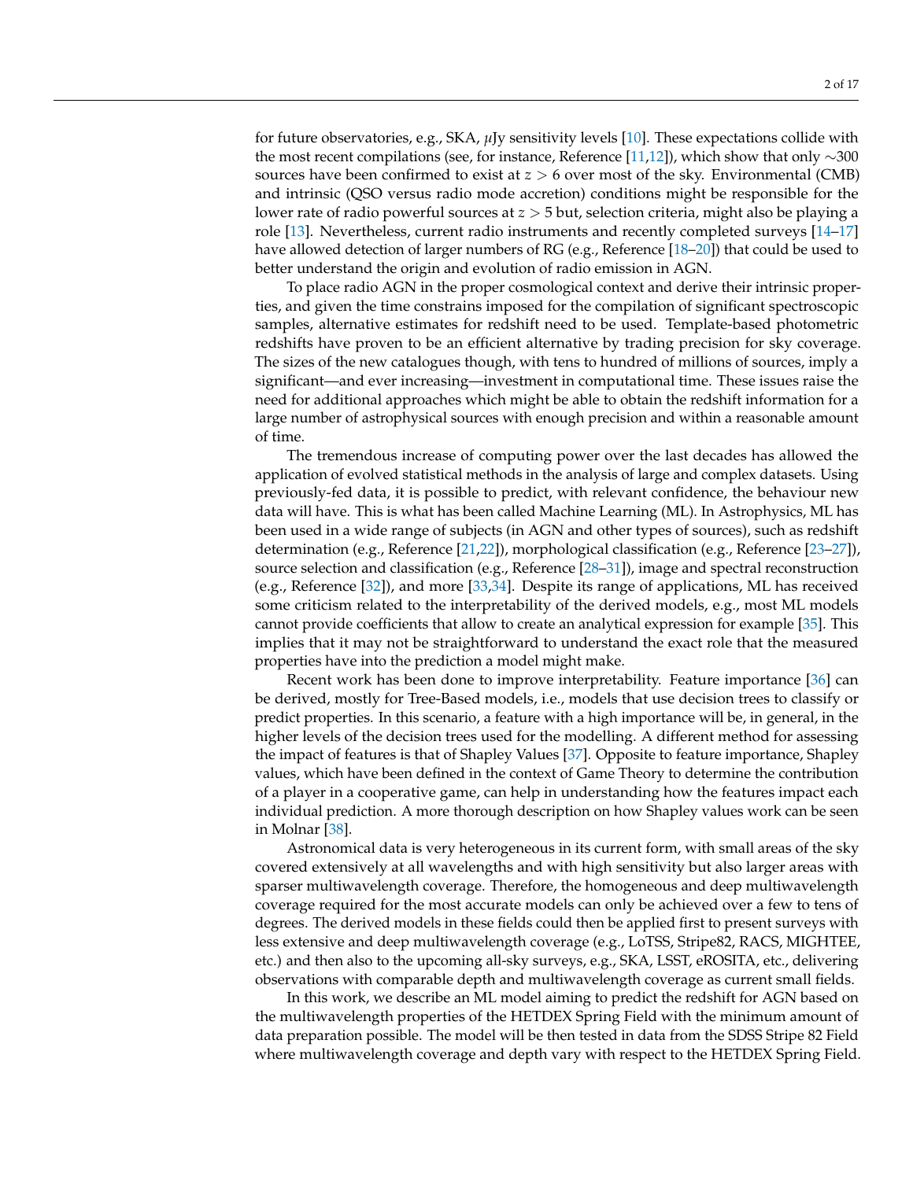for future observatories, e.g., SKA, $\mu$Jy sensitivity levels [10]. These expectations collide with the most recent compilations (see, for instance, Reference [11,12]), which show that only $\sim$300 sources have been confirmed to exist at $z > 6$ over most of the sky. Environmental (CMB) and intrinsic (QSO versus radio mode accretion) conditions might be responsible for the lower rate of radio powerful sources at $z > 5$ but, selection criteria, might also be playing a role [13]. Nevertheless, current radio instruments and recently completed surveys [14–17] have allowed detection of larger numbers of RG (e.g., Reference [18–20]) that could be used to better understand the origin and evolution of radio emission in AGN.

To place radio AGN in the proper cosmological context and derive their intrinsic properties, and given the time constrains imposed for the compilation of significant spectroscopic samples, alternative estimates for redshift need to be used. Template-based photometric redshifts have proven to be an efficient alternative by trading precision for sky coverage. The sizes of the new catalogues though, with tens to hundred of millions of sources, imply a significant—and ever increasing—investment in computational time. These issues raise the need for additional approaches which might be able to obtain the redshift information for a large number of astrophysical sources with enough precision and within a reasonable amount of time.

The tremendous increase of computing power over the last decades has allowed the application of evolved statistical methods in the analysis of large and complex datasets. Using previously-fed data, it is possible to predict, with relevant confidence, the behaviour new data will have. This is what has been called Machine Learning (ML). In Astrophysics, ML has been used in a wide range of subjects (in AGN and other types of sources), such as redshift determination (e.g., Reference [21,22]), morphological classification (e.g., Reference [23–27]), source selection and classification (e.g., Reference [28–31]), image and spectral reconstruction (e.g., Reference [32]), and more [33,34]. Despite its range of applications, ML has received some criticism related to the interpretability of the derived models, e.g., most ML models cannot provide coefficients that allow to create an analytical expression for example [35]. This implies that it may not be straightforward to understand the exact role that the measured properties have into the prediction a model might make.

Recent work has been done to improve interpretability. Feature importance [36] can be derived, mostly for Tree-Based models, i.e., models that use decision trees to classify or predict properties. In this scenario, a feature with a high importance will be, in general, in the higher levels of the decision trees used for the modelling. A different method for assessing the impact of features is that of Shapley Values [37]. Opposite to feature importance, Shapley values, which have been defined in the context of Game Theory to determine the contribution of a player in a cooperative game, can help in understanding how the features impact each individual prediction. A more thorough description on how Shapley values work can be seen in Molnar [38].

Astronomical data is very heterogeneous in its current form, with small areas of the sky covered extensively at all wavelengths and with high sensitivity but also larger areas with sparser multiwavelength coverage. Therefore, the homogeneous and deep multiwavelength coverage required for the most accurate models can only be achieved over a few to tens of degrees. The derived models in these fields could then be applied first to present surveys with less extensive and deep multiwavelength coverage (e.g., LoTSS, Stripe82, RACS, MIGHTEE, etc.) and then also to the upcoming all-sky surveys, e.g., SKA, LSST, eROSITA, etc., delivering observations with comparable depth and multiwavelength coverage as current small fields.

In this work, we describe an ML model aiming to predict the redshift for AGN based on the multiwavelength properties of the HETDEX Spring Field with the minimum amount of data preparation possible. The model will be then tested in data from the SDSS Stripe 82 Field where multiwavelength coverage and depth vary with respect to the HETDEX Spring Field.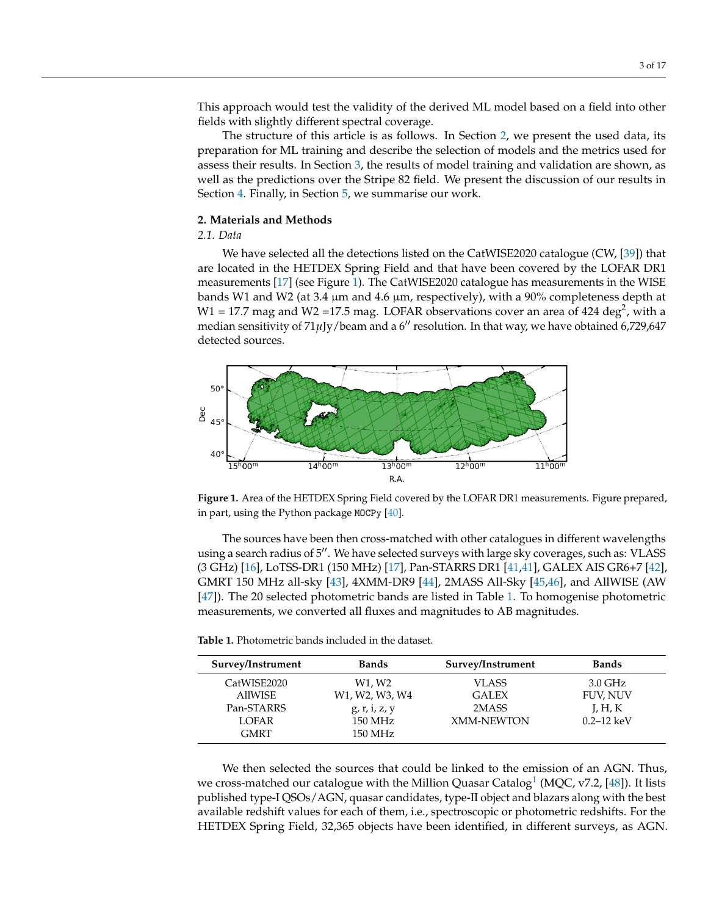This approach would test the validity of the derived ML model based on a field into other fields with slightly different spectral coverage.

The structure of this article is as follows. In Section 2, we present the used data, its preparation for ML training and describe the selection of models and the metrics used for assess their results. In Section 3, the results of model training and validation are shown, as well as the predictions over the Stripe 82 field. We present the discussion of our results in Section 4. Finally, in Section 5, we summarise our work.

## 2. Materials and Methods

### *2.1. Data*

We have selected all the detections listed on the CatWISE2020 catalogue (CW, [39]) that are located in the HETDEX Spring Field and that have been covered by the LOFAR DR1 measurements [17] (see Figure 1). The CatWISE2020 catalogue has measurements in the WISE bands W1 and W2 (at 3.4 μm and 4.6 μm, respectively), with a 90% completeness depth at W1 = 17.7 mag and W2 =17.5 mag. LOFAR observations cover an area of 424 deg$^2$, with a median sensitivity of 71$\mu$Jy/beam and a 6$''$ resolution. In that way, we have obtained 6,729,647 detected sources.

**Figure 1.** Area of the HETDEX Spring Field covered by the LOFAR DR1 measurements. Figure prepared, in part, using the Python package `MOCPy` [40].

The sources have been then cross-matched with other catalogues in different wavelengths using a search radius of 5$''$. We have selected surveys with large sky coverages, such as: VLASS (3 GHz) [16], LoTSS-DR1 (150 MHz) [17], Pan-STARRS DR1 [41,41], GALEX AIS GR6+7 [42], GMRT 150 MHz all-sky [43], 4XMM-DR9 [44], 2MASS All-Sky [45,46], and AllWISE (AW [47]). The 20 selected photometric bands are listed in Table 1. To homogenise photometric measurements, we converted all fluxes and magnitudes to AB magnitudes.

**Table 1.** Photometric bands included in the dataset.

| Survey/Instrument | Bands | Survey/Instrument | Bands |
|---|---|---|---|
| CatWISE2020 | W1, W2 | VLASS | 3.0 GHz |
| AllWISE | W1, W2, W3, W4 | GALEX | FUV, NUV |
| Pan-STARRS | g, r, i, z, y | 2MASS | J, H, K |
| LOFAR | 150 MHz | XMM-NEWTON | 0.2–12 keV |
| GMRT | 150 MHz | | |

We then selected the sources that could be linked to the emission of an AGN. Thus, we cross-matched our catalogue with the Million Quasar Catalog[1] (MQC, v7.2, [48]). It lists published type-I QSOs/AGN, quasar candidates, type-II object and blazars along with the best available redshift values for each of them, i.e., spectroscopic or photometric redshifts. For the HETDEX Spring Field, 32,365 objects have been identified, in different surveys, as AGN.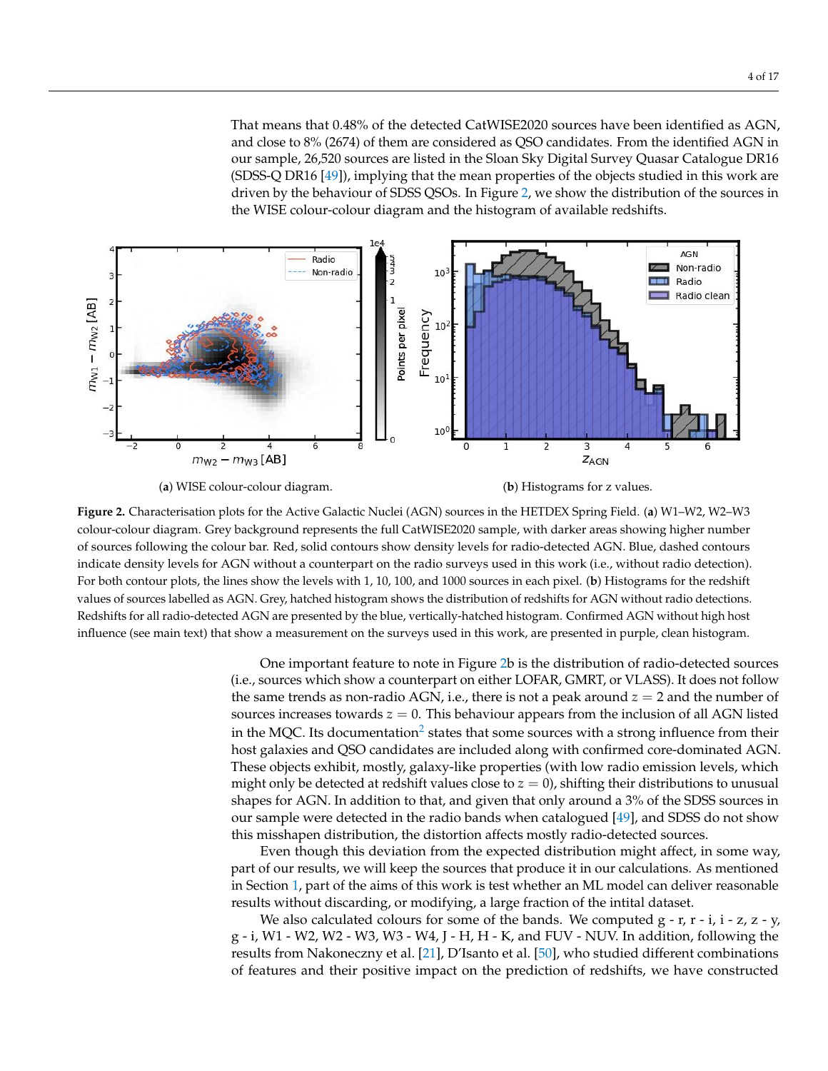That means that 0.48% of the detected CatWISE2020 sources have been identified as AGN, and close to 8% (2674) of them are considered as QSO candidates. From the identified AGN in our sample, 26,520 sources are listed in the Sloan Sky Digital Survey Quasar Catalogue DR16 (SDSS-Q DR16 [49]), implying that the mean properties of the objects studied in this work are driven by the behaviour of SDSS QSOs. In Figure 2, we show the distribution of the sources in the WISE colour-colour diagram and the histogram of available redshifts.

(**a**) WISE colour-colour diagram.

(**b**) Histograms for z values.

**Figure 2.** Characterisation plots for the Active Galactic Nuclei (AGN) sources in the HETDEX Spring Field. (**a**) W1–W2, W2–W3 colour-colour diagram. Grey background represents the full CatWISE2020 sample, with darker areas showing higher number of sources following the colour bar. Red, solid contours show density levels for radio-detected AGN. Blue, dashed contours indicate density levels for AGN without a counterpart on the radio surveys used in this work (i.e., without radio detection). For both contour plots, the lines show the levels with 1, 10, 100, and 1000 sources in each pixel. (**b**) Histograms for the redshift values of sources labelled as AGN. Grey, hatched histogram shows the distribution of redshifts for AGN without radio detections. Redshifts for all radio-detected AGN are presented by the blue, vertically-hatched histogram. Confirmed AGN without high host influence (see main text) that show a measurement on the surveys used in this work, are presented in purple, clean histogram.

One important feature to note in Figure 2b is the distribution of radio-detected sources (i.e., sources which show a counterpart on either LOFAR, GMRT, or VLASS). It does not follow the same trends as non-radio AGN, i.e., there is not a peak around $z = 2$ and the number of sources increases towards $z = 0$. This behaviour appears from the inclusion of all AGN listed in the MQC. Its documentation[2] states that some sources with a strong influence from their host galaxies and QSO candidates are included along with confirmed core-dominated AGN. These objects exhibit, mostly, galaxy-like properties (with low radio emission levels, which might only be detected at redshift values close to $z = 0$), shifting their distributions to unusual shapes for AGN. In addition to that, and given that only around a 3% of the SDSS sources in our sample were detected in the radio bands when catalogued [49], and SDSS do not show this misshapen distribution, the distortion affects mostly radio-detected sources.

Even though this deviation from the expected distribution might affect, in some way, part of our results, we will keep the sources that produce it in our calculations. As mentioned in Section 1, part of the aims of this work is test whether an ML model can deliver reasonable results without discarding, or modifying, a large fraction of the intital dataset.

We also calculated colours for some of the bands. We computed g - r, r - i, i - z, z - y, g - i, W1 - W2, W2 - W3, W3 - W4, J - H, H - K, and FUV - NUV. In addition, following the results from Nakoneczny et al. [21], D'Isanto et al. [50], who studied different combinations of features and their positive impact on the prediction of redshifts, we have constructed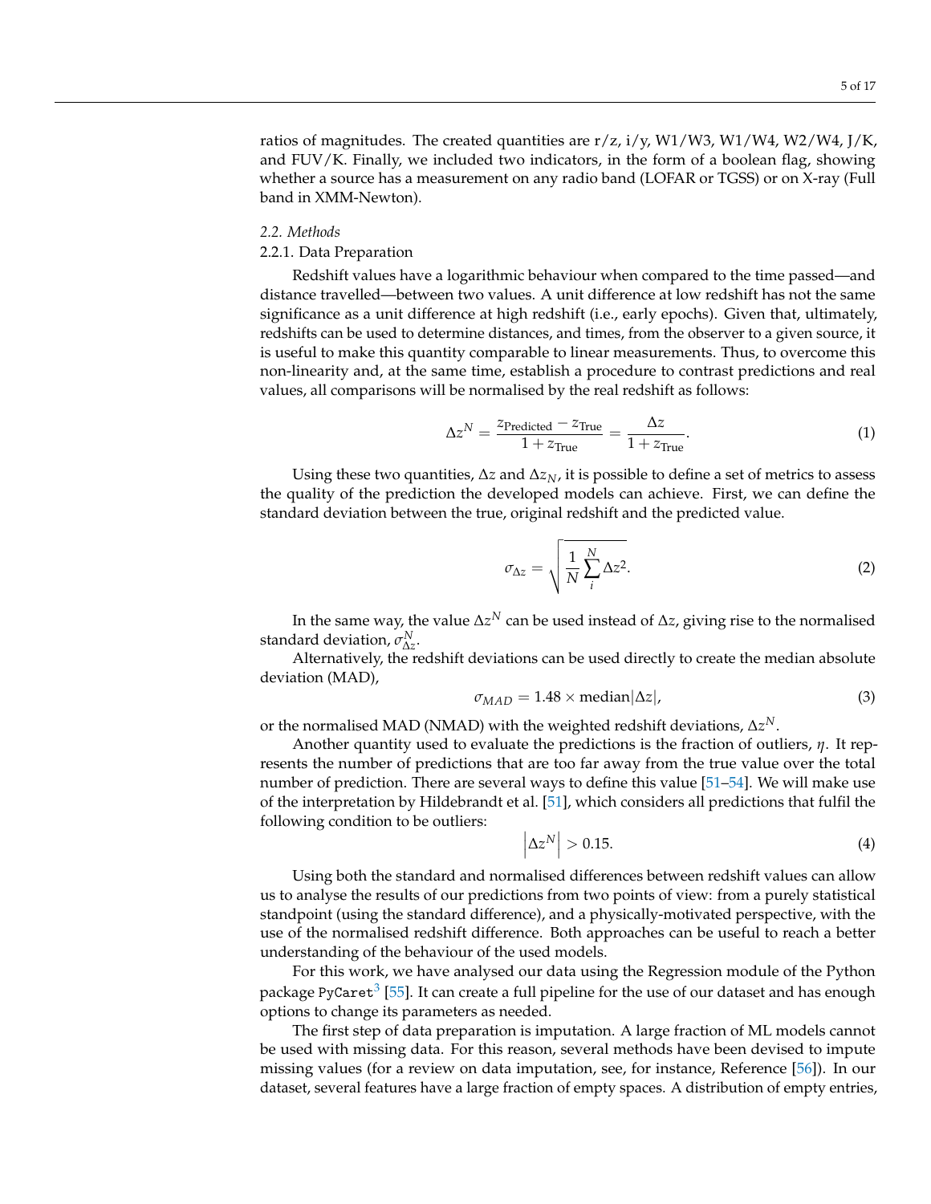ratios of magnitudes. The created quantities are r/z, i/y, W1/W3, W1/W4, W2/W4, J/K, and FUV/K. Finally, we included two indicators, in the form of a boolean flag, showing whether a source has a measurement on any radio band (LOFAR or TGSS) or on X-ray (Full band in XMM-Newton).

### *2.2. Methods*

#### 2.2.1. Data Preparation

Redshift values have a logarithmic behaviour when compared to the time passed—and distance travelled—between two values. A unit difference at low redshift has not the same significance as a unit difference at high redshift (i.e., early epochs). Given that, ultimately, redshifts can be used to determine distances, and times, from the observer to a given source, it is useful to make this quantity comparable to linear measurements. Thus, to overcome this non-linearity and, at the same time, establish a procedure to contrast predictions and real values, all comparisons will be normalised by the real redshift as follows:

$$\Delta z^{N} = \frac{z_{\text{Predicted}} - z_{\text{True}}}{1 + z_{\text{True}}} = \frac{\Delta z}{1 + z_{\text{True}}}. \tag{1}$$

Using these two quantities, $\Delta z$ and $\Delta z_N$, it is possible to define a set of metrics to assess the quality of the prediction the developed models can achieve. First, we can define the standard deviation between the true, original redshift and the predicted value.

$$\sigma_{\Delta z} = \sqrt{\frac{1}{N}\sum_{i}^{N}\Delta z^{2}}. \tag{2}$$

In the same way, the value $\Delta z^N$ can be used instead of $\Delta z$, giving rise to the normalised standard deviation, $\sigma^{N}_{\Delta z}$.

Alternatively, the redshift deviations can be used directly to create the median absolute deviation (MAD),

$$\sigma_{MAD} = 1.48 \times \text{median}|\Delta z|, \tag{3}$$

or the normalised MAD (NMAD) with the weighted redshift deviations, $\Delta z^N$.

Another quantity used to evaluate the predictions is the fraction of outliers, $\eta$. It represents the number of predictions that are too far away from the true value over the total number of prediction. There are several ways to define this value [51–54]. We will make use of the interpretation by Hildebrandt et al. [51], which considers all predictions that fulfil the following condition to be outliers:

$$\left|\Delta z^{N}\right| > 0.15. \tag{4}$$

Using both the standard and normalised differences between redshift values can allow us to analyse the results of our predictions from two points of view: from a purely statistical standpoint (using the standard difference), and a physically-motivated perspective, with the use of the normalised redshift difference. Both approaches can be useful to reach a better understanding of the behaviour of the used models.

For this work, we have analysed our data using the Regression module of the Python package `PyCaret`[3] [55]. It can create a full pipeline for the use of our dataset and has enough options to change its parameters as needed.

The first step of data preparation is imputation. A large fraction of ML models cannot be used with missing data. For this reason, several methods have been devised to impute missing values (for a review on data imputation, see, for instance, Reference [56]). In our dataset, several features have a large fraction of empty spaces. A distribution of empty entries,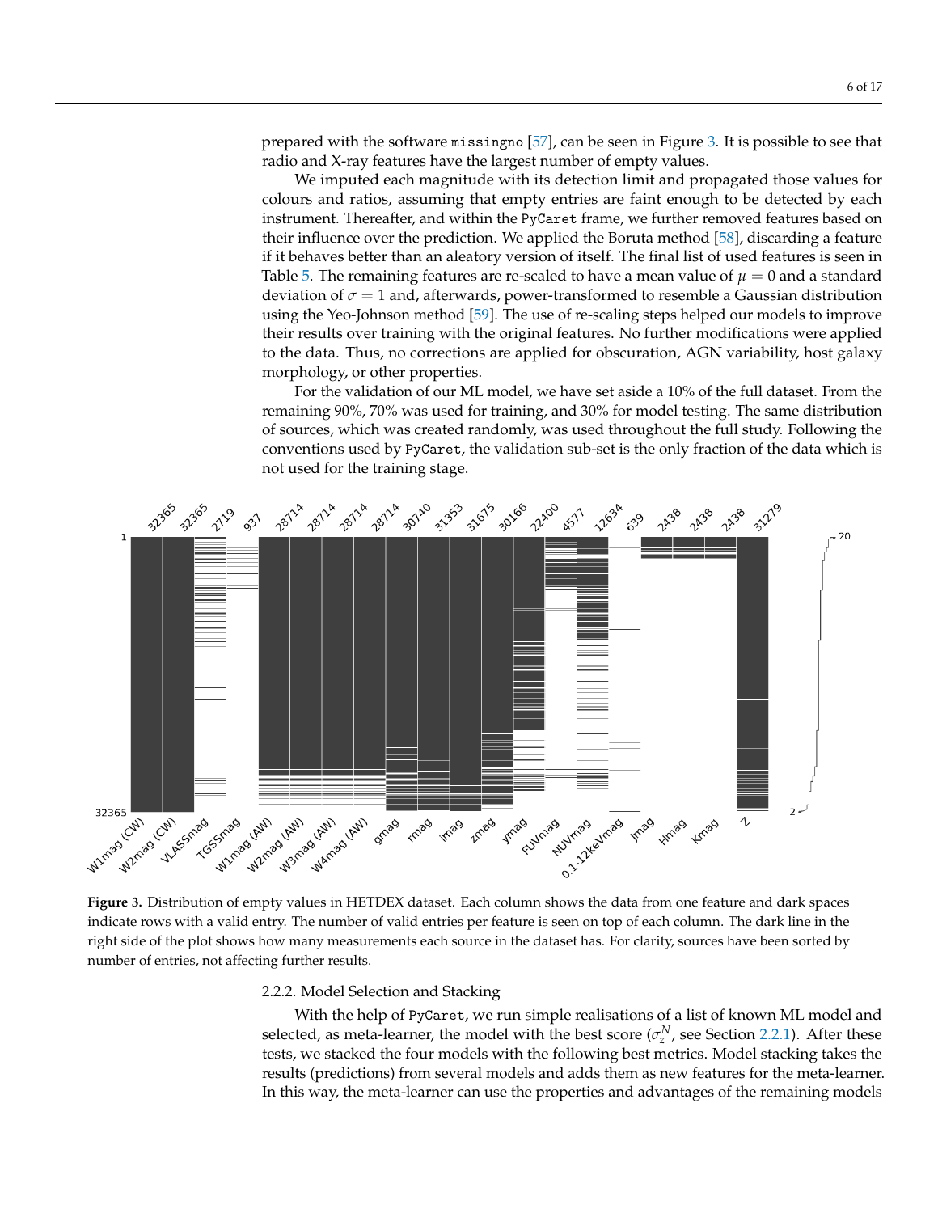prepared with the software `missingno` [57], can be seen in Figure 3. It is possible to see that radio and X-ray features have the largest number of empty values.

We imputed each magnitude with its detection limit and propagated those values for colours and ratios, assuming that empty entries are faint enough to be detected by each instrument. Thereafter, and within the `PyCaret` frame, we further removed features based on their influence over the prediction. We applied the Boruta method [58], discarding a feature if it behaves better than an aleatory version of itself. The final list of used features is seen in Table 5. The remaining features are re-scaled to have a mean value of $\mu = 0$ and a standard deviation of $\sigma = 1$ and, afterwards, power-transformed to resemble a Gaussian distribution using the Yeo-Johnson method [59]. The use of re-scaling steps helped our models to improve their results over training with the original features. No further modifications were applied to the data. Thus, no corrections are applied for obscuration, AGN variability, host galaxy morphology, or other properties.

For the validation of our ML model, we have set aside a 10% of the full dataset. From the remaining 90%, 70% was used for training, and 30% for model testing. The same distribution of sources, which was created randomly, was used throughout the full study. Following the conventions used by `PyCaret`, the validation sub-set is the only fraction of the data which is not used for the training stage.

**Figure 3.** Distribution of empty values in HETDEX dataset. Each column shows the data from one feature and dark spaces indicate rows with a valid entry. The number of valid entries per feature is seen on top of each column. The dark line in the right side of the plot shows how many measurements each source in the dataset has. For clarity, sources have been sorted by number of entries, not affecting further results.

### 2.2.2. Model Selection and Stacking

With the help of `PyCaret`, we run simple realisations of a list of known ML model and selected, as meta-learner, the model with the best score ($\sigma_z^N$, see Section 2.2.1). After these tests, we stacked the four models with the following best metrics. Model stacking takes the results (predictions) from several models and adds them as new features for the meta-learner. In this way, the meta-learner can use the properties and advantages of the remaining models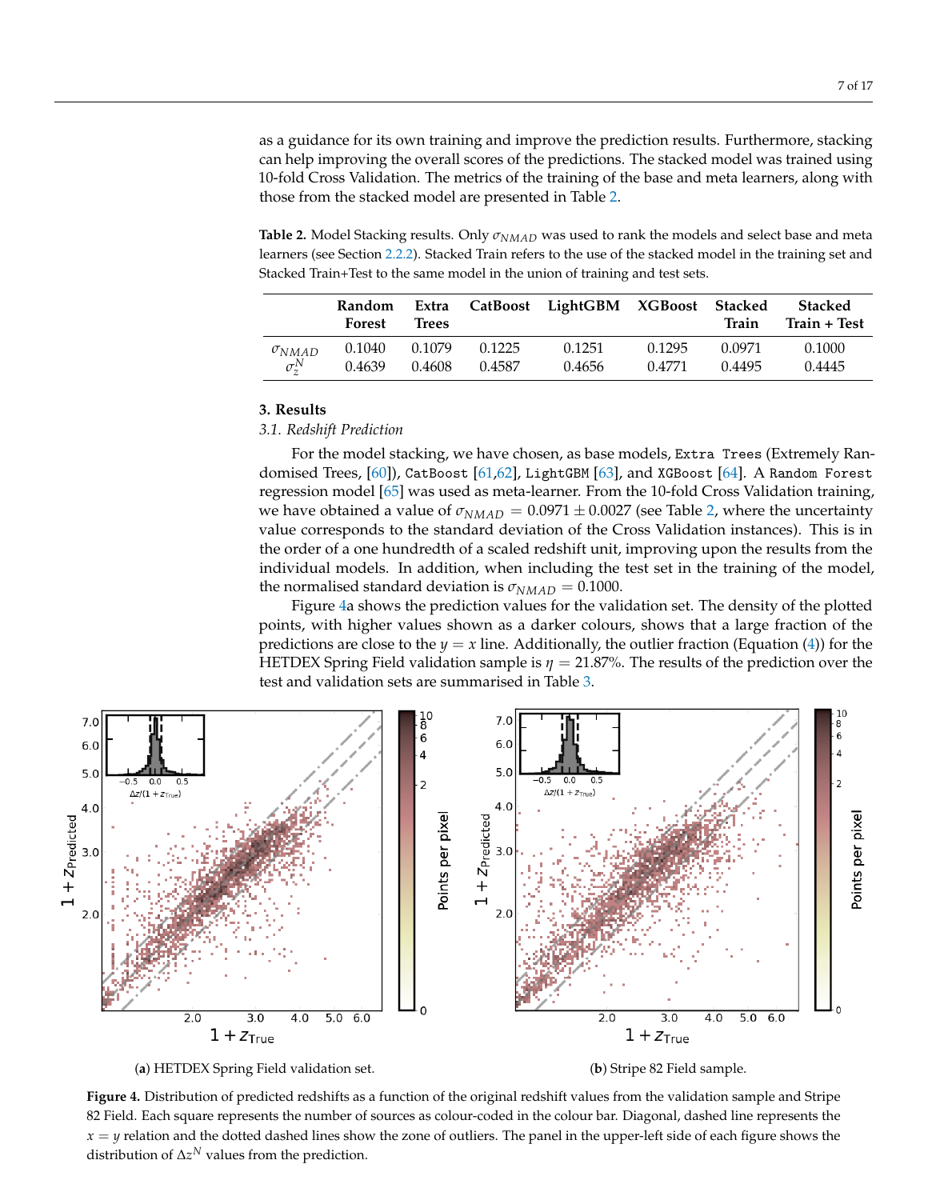as a guidance for its own training and improve the prediction results. Furthermore, stacking can help improving the overall scores of the predictions. The stacked model was trained using 10-fold Cross Validation. The metrics of the training of the base and meta learners, along with those from the stacked model are presented in Table 2.

**Table 2.** Model Stacking results. Only $\sigma_{NMAD}$ was used to rank the models and select base and meta learners (see Section 2.2.2). Stacked Train refers to the use of the stacked model in the training set and Stacked Train+Test to the same model in the union of training and test sets.

| | Random Forest | Extra Trees | CatBoost | LightGBM | XGBoost | Stacked Train | Stacked Train + Test |
|---|---|---|---|---|---|---|---|
| $\sigma_{NMAD}$ | 0.1040 | 0.1079 | 0.1225 | 0.1251 | 0.1295 | 0.0971 | 0.1000 |
| $\sigma_z^N$ | 0.4639 | 0.4608 | 0.4587 | 0.4656 | 0.4771 | 0.4495 | 0.4445 |

## 3. Results

### *3.1. Redshift Prediction*

For the model stacking, we have chosen, as base models, `Extra Trees` (Extremely Randomised Trees, [60]), `CatBoost` [61,62], `LightGBM` [63], and `XGBoost` [64]. A `Random Forest` regression model [65] was used as meta-learner. From the 10-fold Cross Validation training, we have obtained a value of $\sigma_{NMAD} = 0.0971 \pm 0.0027$ (see Table 2, where the uncertainty value corresponds to the standard deviation of the Cross Validation instances). This is in the order of a one hundredth of a scaled redshift unit, improving upon the results from the individual models. In addition, when including the test set in the training of the model, the normalised standard deviation is $\sigma_{NMAD} = 0.1000$.

Figure 4a shows the prediction values for the validation set. The density of the plotted points, with higher values shown as a darker colours, shows that a large fraction of the predictions are close to the $y = x$ line. Additionally, the outlier fraction (Equation (4)) for the HETDEX Spring Field validation sample is $\eta = 21.87\%$. The results of the prediction over the test and validation sets are summarised in Table 3.

(**a**) HETDEX Spring Field validation set.

(**b**) Stripe 82 Field sample.

**Figure 4.** Distribution of predicted redshifts as a function of the original redshift values from the validation sample and Stripe 82 Field. Each square represents the number of sources as colour-coded in the colour bar. Diagonal, dashed line represents the $x = y$ relation and the dotted dashed lines show the zone of outliers. The panel in the upper-left side of each figure shows the distribution of $\Delta z^N$ values from the prediction.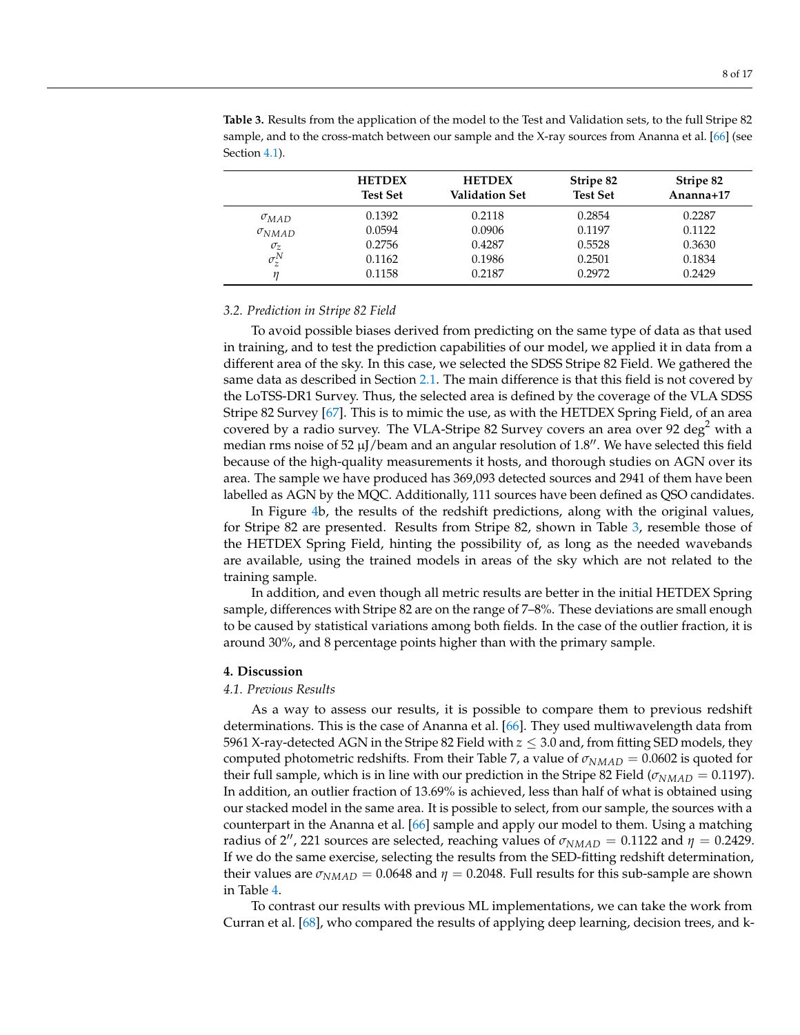**Table 3.** Results from the application of the model to the Test and Validation sets, to the full Stripe 82 sample, and to the cross-match between our sample and the X-ray sources from Ananna et al. [66] (see Section 4.1).

| | HETDEX Test Set | HETDEX Validation Set | Stripe 82 Test Set | Stripe 82 Ananna+17 |
|---|---|---|---|---|
| $\sigma_{MAD}$ | 0.1392 | 0.2118 | 0.2854 | 0.2287 |
| $\sigma_{NMAD}$ | 0.0594 | 0.0906 | 0.1197 | 0.1122 |
| $\sigma_z$ | 0.2756 | 0.4287 | 0.5528 | 0.3630 |
| $\sigma_z^N$ | 0.1162 | 0.1986 | 0.2501 | 0.1834 |
| $\eta$ | 0.1158 | 0.2187 | 0.2972 | 0.2429 |

### 3.2. Prediction in Stripe 82 Field

To avoid possible biases derived from predicting on the same type of data as that used in training, and to test the prediction capabilities of our model, we applied it in data from a different area of the sky. In this case, we selected the SDSS Stripe 82 Field. We gathered the same data as described in Section 2.1. The main difference is that this field is not covered by the LoTSS-DR1 Survey. Thus, the selected area is defined by the coverage of the VLA SDSS Stripe 82 Survey [67]. This is to mimic the use, as with the HETDEX Spring Field, of an area covered by a radio survey. The VLA-Stripe 82 Survey covers an area over 92 deg$^2$ with a median rms noise of 52 μJ/beam and an angular resolution of 1.8″. We have selected this field because of the high-quality measurements it hosts, and thorough studies on AGN over its area. The sample we have produced has 369,093 detected sources and 2941 of them have been labelled as AGN by the MQC. Additionally, 111 sources have been defined as QSO candidates.

In Figure 4b, the results of the redshift predictions, along with the original values, for Stripe 82 are presented. Results from Stripe 82, shown in Table 3, resemble those of the HETDEX Spring Field, hinting the possibility of, as long as the needed wavebands are available, using the trained models in areas of the sky which are not related to the training sample.

In addition, and even though all metric results are better in the initial HETDEX Spring sample, differences with Stripe 82 are on the range of 7–8%. These deviations are small enough to be caused by statistical variations among both fields. In the case of the outlier fraction, it is around 30%, and 8 percentage points higher than with the primary sample.

## 4. Discussion

### 4.1. Previous Results

As a way to assess our results, it is possible to compare them to previous redshift determinations. This is the case of Ananna et al. [66]. They used multiwavelength data from 5961 X-ray-detected AGN in the Stripe 82 Field with $z \leq 3.0$ and, from fitting SED models, they computed photometric redshifts. From their Table 7, a value of $\sigma_{NMAD} = 0.0602$ is quoted for their full sample, which is in line with our prediction in the Stripe 82 Field ($\sigma_{NMAD} = 0.1197$). In addition, an outlier fraction of 13.69% is achieved, less than half of what is obtained using our stacked model in the same area. It is possible to select, from our sample, the sources with a counterpart in the Ananna et al. [66] sample and apply our model to them. Using a matching radius of 2″, 221 sources are selected, reaching values of $\sigma_{NMAD} = 0.1122$ and $\eta = 0.2429$. If we do the same exercise, selecting the results from the SED-fitting redshift determination, their values are $\sigma_{NMAD} = 0.0648$ and $\eta = 0.2048$. Full results for this sub-sample are shown in Table 4.

To contrast our results with previous ML implementations, we can take the work from Curran et al. [68], who compared the results of applying deep learning, decision trees, and k-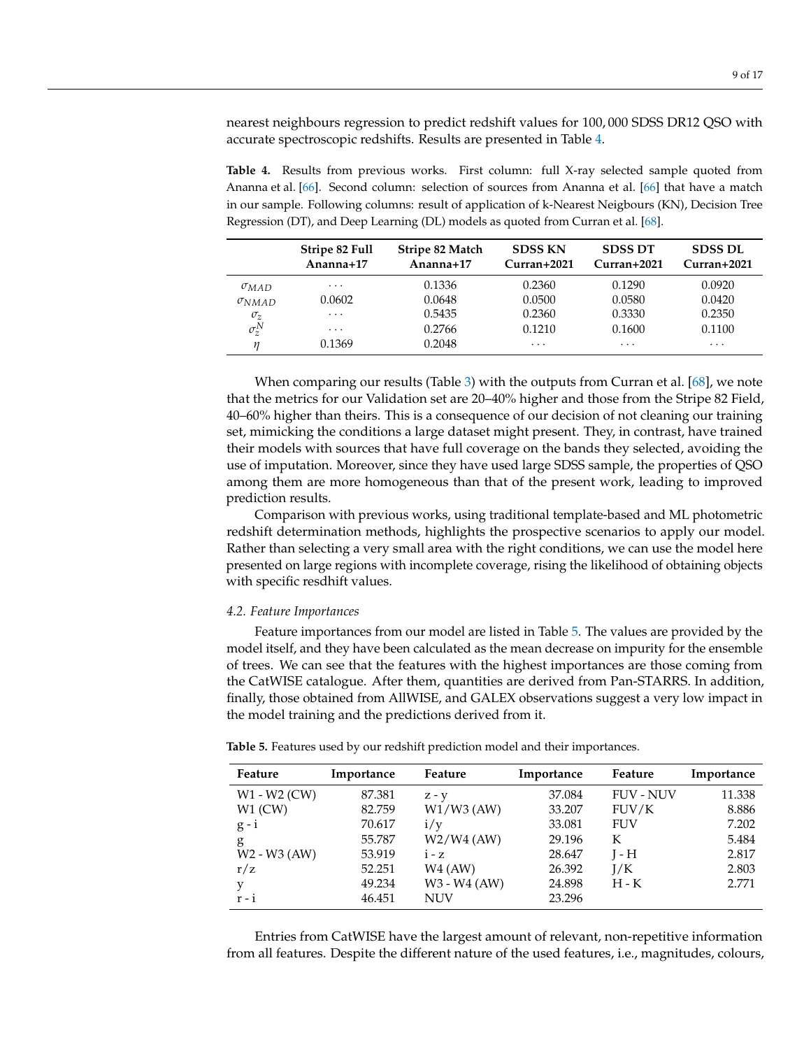nearest neighbours regression to predict redshift values for 100,000 SDSS DR12 QSO with accurate spectroscopic redshifts. Results are presented in Table 4.

**Table 4.** Results from previous works. First column: full X-ray selected sample quoted from Ananna et al. [66]. Second column: selection of sources from Ananna et al. [66] that have a match in our sample. Following columns: result of application of k-Nearest Neigbours (KN), Decision Tree Regression (DT), and Deep Learning (DL) models as quoted from Curran et al. [68].

| | Stripe 82 Full Ananna+17 | Stripe 82 Match Ananna+17 | SDSS KN Curran+2021 | SDSS DT Curran+2021 | SDSS DL Curran+2021 |
|---|---|---|---|---|---|
| $\sigma_{MAD}$ | ... | 0.1336 | 0.2360 | 0.1290 | 0.0920 |
| $\sigma_{NMAD}$ | 0.0602 | 0.0648 | 0.0500 | 0.0580 | 0.0420 |
| $\sigma_z$ | ... | 0.5435 | 0.2360 | 0.3330 | 0.2350 |
| $\sigma_z^N$ | ... | 0.2766 | 0.1210 | 0.1600 | 0.1100 |
| $\eta$ | 0.1369 | 0.2048 | ... | ... | ... |

When comparing our results (Table 3) with the outputs from Curran et al. [68], we note that the metrics for our Validation set are 20–40% higher and those from the Stripe 82 Field, 40–60% higher than theirs. This is a consequence of our decision of not cleaning our training set, mimicking the conditions a large dataset might present. They, in contrast, have trained their models with sources that have full coverage on the bands they selected, avoiding the use of imputation. Moreover, since they have used large SDSS sample, the properties of QSO among them are more homogeneous than that of the present work, leading to improved prediction results.

Comparison with previous works, using traditional template-based and ML photometric redshift determination methods, highlights the prospective scenarios to apply our model. Rather than selecting a very small area with the right conditions, we can use the model here presented on large regions with incomplete coverage, rising the likelihood of obtaining objects with specific resdhift values.

### 4.2. Feature Importances

Feature importances from our model are listed in Table 5. The values are provided by the model itself, and they have been calculated as the mean decrease on impurity for the ensemble of trees. We can see that the features with the highest importances are those coming from the CatWISE catalogue. After them, quantities are derived from Pan-STARRS. In addition, finally, those obtained from AllWISE, and GALEX observations suggest a very low impact in the model training and the predictions derived from it.

**Table 5.** Features used by our redshift prediction model and their importances.

| Feature | Importance | Feature | Importance | Feature | Importance |
|---|---|---|---|---|---|
| W1 - W2 (CW) | 87.381 | z - y | 37.084 | FUV - NUV | 11.338 |
| W1 (CW) | 82.759 | W1/W3 (AW) | 33.207 | FUV/K | 8.886 |
| g - i | 70.617 | i/y | 33.081 | FUV | 7.202 |
| g | 55.787 | W2/W4 (AW) | 29.196 | K | 5.484 |
| W2 - W3 (AW) | 53.919 | i - z | 28.647 | J - H | 2.817 |
| r/z | 52.251 | W4 (AW) | 26.392 | J/K | 2.803 |
| y | 49.234 | W3 - W4 (AW) | 24.898 | H - K | 2.771 |
| r - i | 46.451 | NUV | 23.296 | | |

Entries from CatWISE have the largest amount of relevant, non-repetitive information from all features. Despite the different nature of the used features, i.e., magnitudes, colours,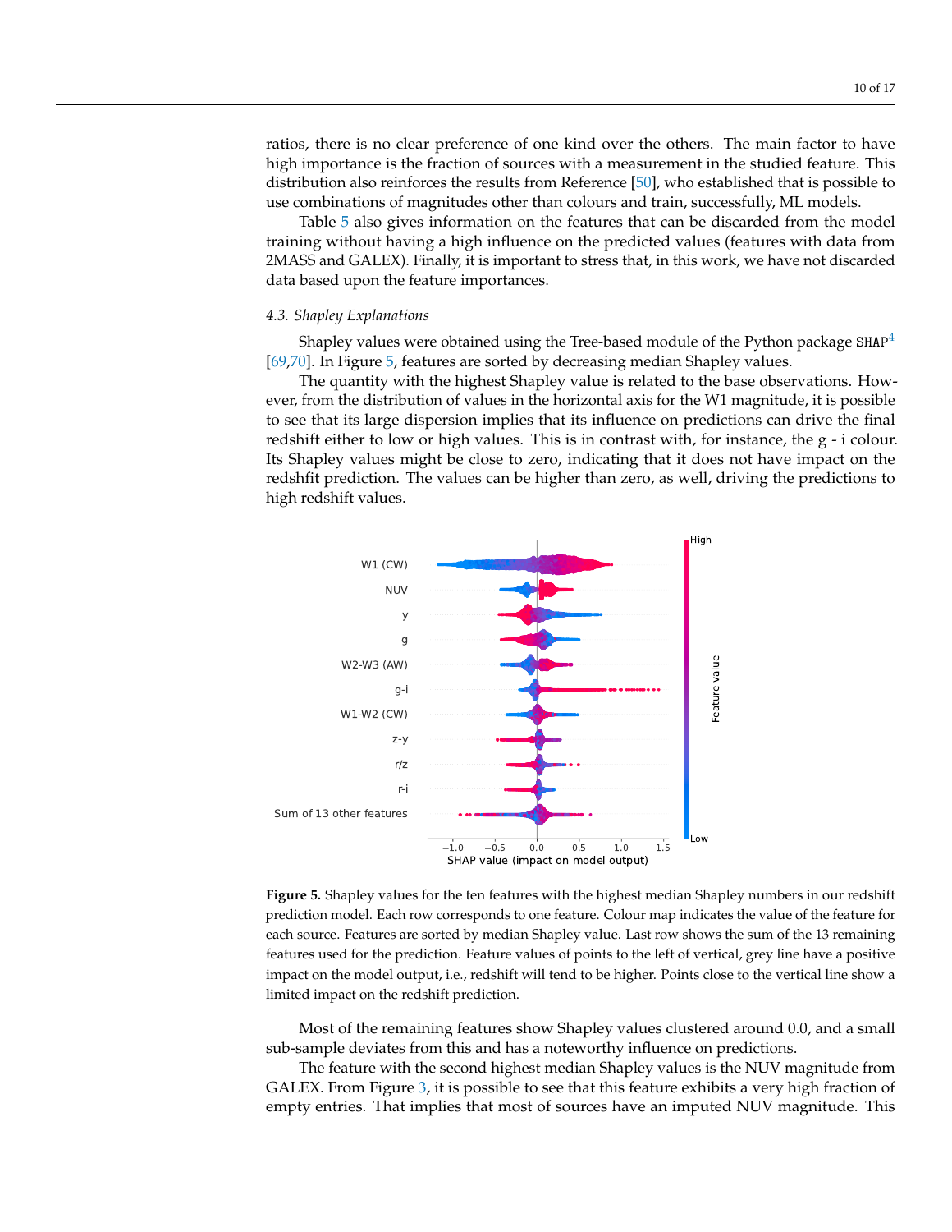ratios, there is no clear preference of one kind over the others. The main factor to have high importance is the fraction of sources with a measurement in the studied feature. This distribution also reinforces the results from Reference [50], who established that is possible to use combinations of magnitudes other than colours and train, successfully, ML models.

Table 5 also gives information on the features that can be discarded from the model training without having a high influence on the predicted values (features with data from 2MASS and GALEX). Finally, it is important to stress that, in this work, we have not discarded data based upon the feature importances.

### 4.3. Shapley Explanations

Shapley values were obtained using the Tree-based module of the Python package SHAP[4] [69,70]. In Figure 5, features are sorted by decreasing median Shapley values.

The quantity with the highest Shapley value is related to the base observations. However, from the distribution of values in the horizontal axis for the W1 magnitude, it is possible to see that its large dispersion implies that its influence on predictions can drive the final redshift either to low or high values. This is in contrast with, for instance, the g - i colour. Its Shapley values might be close to zero, indicating that it does not have impact on the redshfit prediction. The values can be higher than zero, as well, driving the predictions to high redshift values.

**Figure 5.** Shapley values for the ten features with the highest median Shapley numbers in our redshift prediction model. Each row corresponds to one feature. Colour map indicates the value of the feature for each source. Features are sorted by median Shapley value. Last row shows the sum of the 13 remaining features used for the prediction. Feature values of points to the left of vertical, grey line have a positive impact on the model output, i.e., redshift will tend to be higher. Points close to the vertical line show a limited impact on the redshift prediction.

Most of the remaining features show Shapley values clustered around 0.0, and a small sub-sample deviates from this and has a noteworthy influence on predictions.

The feature with the second highest median Shapley values is the NUV magnitude from GALEX. From Figure 3, it is possible to see that this feature exhibits a very high fraction of empty entries. That implies that most of sources have an imputed NUV magnitude. This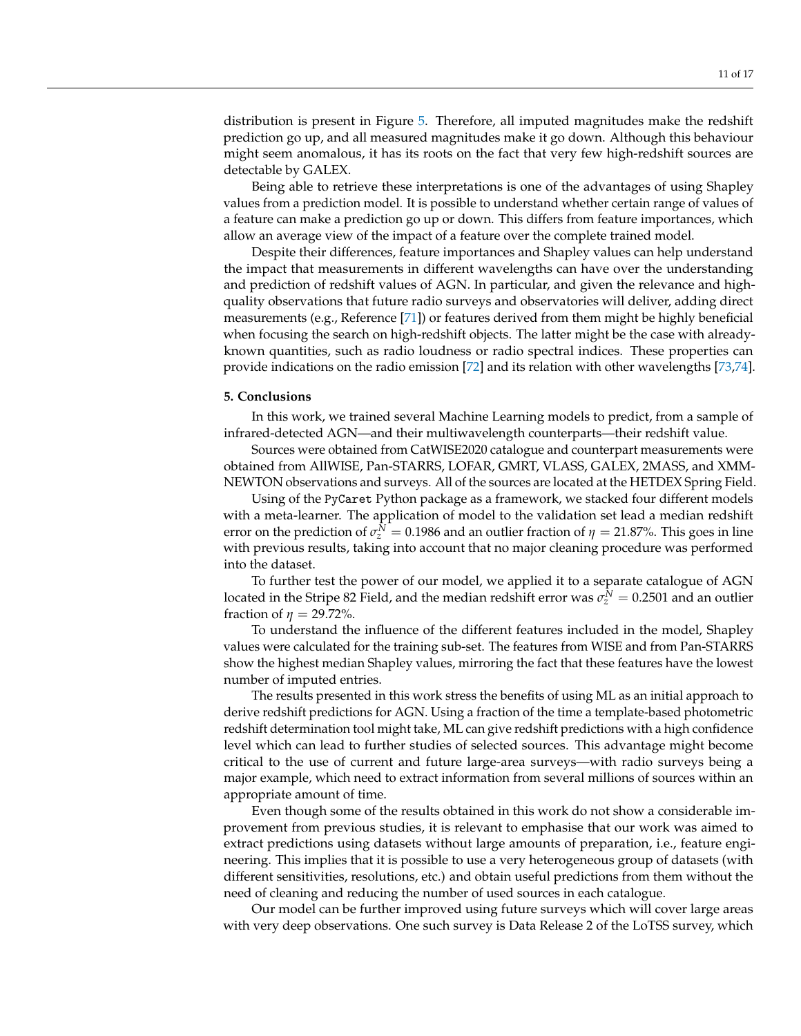distribution is present in Figure 5. Therefore, all imputed magnitudes make the redshift prediction go up, and all measured magnitudes make it go down. Although this behaviour might seem anomalous, it has its roots on the fact that very few high-redshift sources are detectable by GALEX.

Being able to retrieve these interpretations is one of the advantages of using Shapley values from a prediction model. It is possible to understand whether certain range of values of a feature can make a prediction go up or down. This differs from feature importances, which allow an average view of the impact of a feature over the complete trained model.

Despite their differences, feature importances and Shapley values can help understand the impact that measurements in different wavelengths can have over the understanding and prediction of redshift values of AGN. In particular, and given the relevance and high-quality observations that future radio surveys and observatories will deliver, adding direct measurements (e.g., Reference [71]) or features derived from them might be highly beneficial when focusing the search on high-redshift objects. The latter might be the case with already-known quantities, such as radio loudness or radio spectral indices. These properties can provide indications on the radio emission [72] and its relation with other wavelengths [73,74].

## 5. Conclusions

In this work, we trained several Machine Learning models to predict, from a sample of infrared-detected AGN—and their multiwavelength counterparts—their redshift value.

Sources were obtained from CatWISE2020 catalogue and counterpart measurements were obtained from AllWISE, Pan-STARRS, LOFAR, GMRT, VLASS, GALEX, 2MASS, and XMM-NEWTON observations and surveys. All of the sources are located at the HETDEX Spring Field.

Using of the `PyCaret` Python package as a framework, we stacked four different models with a meta-learner. The application of model to the validation set lead a median redshift error on the prediction of $\sigma_z^N = 0.1986$ and an outlier fraction of $\eta = 21.87\%$. This goes in line with previous results, taking into account that no major cleaning procedure was performed into the dataset.

To further test the power of our model, we applied it to a separate catalogue of AGN located in the Stripe 82 Field, and the median redshift error was $\sigma_z^N = 0.2501$ and an outlier fraction of $\eta = 29.72\%$.

To understand the influence of the different features included in the model, Shapley values were calculated for the training sub-set. The features from WISE and from Pan-STARRS show the highest median Shapley values, mirroring the fact that these features have the lowest number of imputed entries.

The results presented in this work stress the benefits of using ML as an initial approach to derive redshift predictions for AGN. Using a fraction of the time a template-based photometric redshift determination tool might take, ML can give redshift predictions with a high confidence level which can lead to further studies of selected sources. This advantage might become critical to the use of current and future large-area surveys—with radio surveys being a major example, which need to extract information from several millions of sources within an appropriate amount of time.

Even though some of the results obtained in this work do not show a considerable improvement from previous studies, it is relevant to emphasise that our work was aimed to extract predictions using datasets without large amounts of preparation, i.e., feature engineering. This implies that it is possible to use a very heterogeneous group of datasets (with different sensitivities, resolutions, etc.) and obtain useful predictions from them without the need of cleaning and reducing the number of used sources in each catalogue.

Our model can be further improved using future surveys which will cover large areas with very deep observations. One such survey is Data Release 2 of the LoTSS survey, which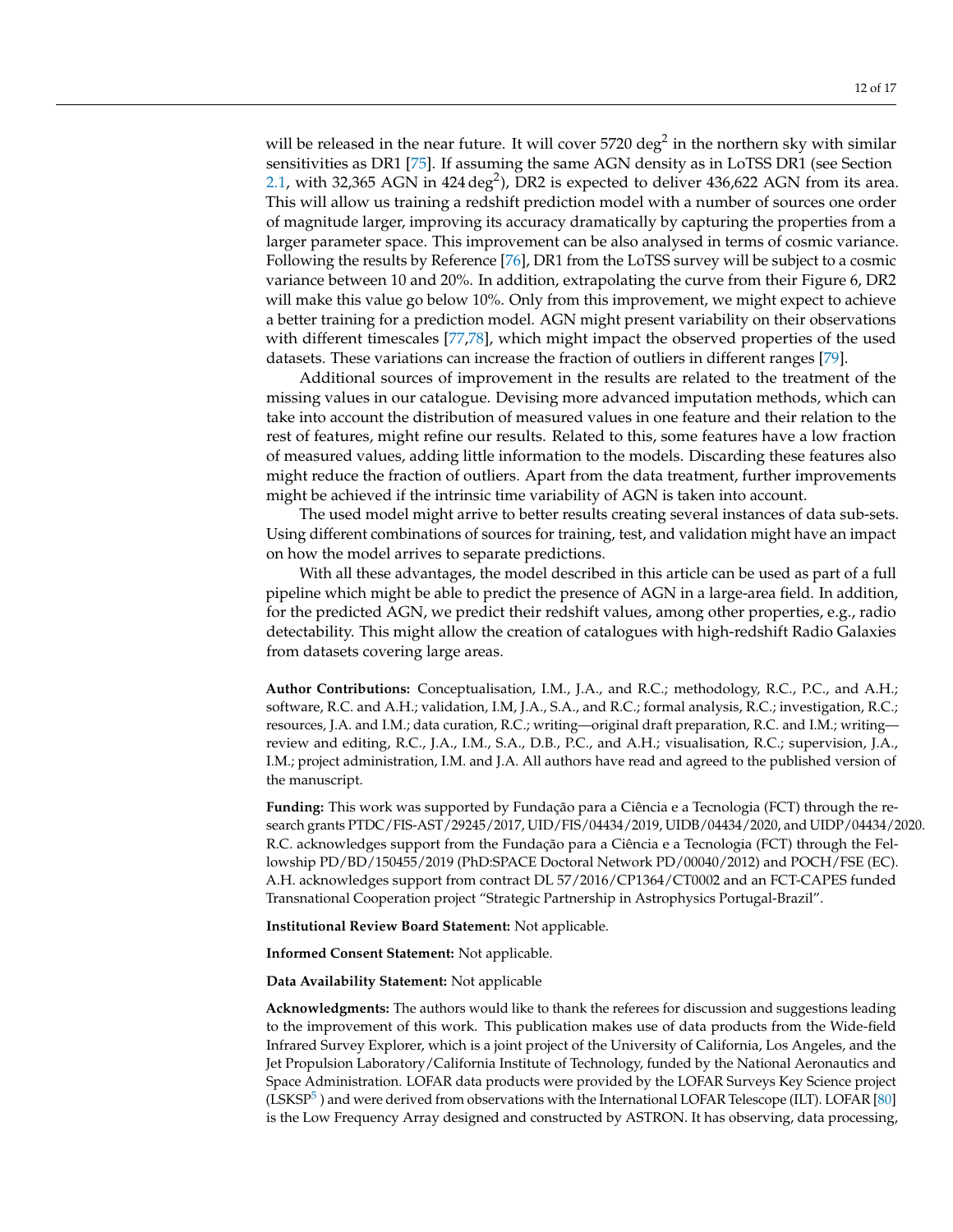will be released in the near future. It will cover 5720 $deg^2$ in the northern sky with similar sensitivities as DR1 [75]. If assuming the same AGN density as in LoTSS DR1 (see Section 2.1, with 32,365 AGN in 424 $deg^2$), DR2 is expected to deliver 436,622 AGN from its area. This will allow us training a redshift prediction model with a number of sources one order of magnitude larger, improving its accuracy dramatically by capturing the properties from a larger parameter space. This improvement can be also analysed in terms of cosmic variance. Following the results by Reference [76], DR1 from the LoTSS survey will be subject to a cosmic variance between 10 and 20%. In addition, extrapolating the curve from their Figure 6, DR2 will make this value go below 10%. Only from this improvement, we might expect to achieve a better training for a prediction model. AGN might present variability on their observations with different timescales [77,78], which might impact the observed properties of the used datasets. These variations can increase the fraction of outliers in different ranges [79].

Additional sources of improvement in the results are related to the treatment of the missing values in our catalogue. Devising more advanced imputation methods, which can take into account the distribution of measured values in one feature and their relation to the rest of features, might refine our results. Related to this, some features have a low fraction of measured values, adding little information to the models. Discarding these features also might reduce the fraction of outliers. Apart from the data treatment, further improvements might be achieved if the intrinsic time variability of AGN is taken into account.

The used model might arrive to better results creating several instances of data sub-sets. Using different combinations of sources for training, test, and validation might have an impact on how the model arrives to separate predictions.

With all these advantages, the model described in this article can be used as part of a full pipeline which might be able to predict the presence of AGN in a large-area field. In addition, for the predicted AGN, we predict their redshift values, among other properties, e.g., radio detectability. This might allow the creation of catalogues with high-redshift Radio Galaxies from datasets covering large areas.

**Author Contributions:** Conceptualisation, I.M., J.A., and R.C.; methodology, R.C., P.C., and A.H.; software, R.C. and A.H.; validation, I.M, J.A., S.A., and R.C.; formal analysis, R.C.; investigation, R.C.; resources, J.A. and I.M.; data curation, R.C.; writing—original draft preparation, R.C. and I.M.; writing—review and editing, R.C., J.A., I.M., S.A., D.B., P.C., and A.H.; visualisation, R.C.; supervision, J.A., I.M.; project administration, I.M. and J.A. All authors have read and agreed to the published version of the manuscript.

**Funding:** This work was supported by Fundação para a Ciência e a Tecnologia (FCT) through the research grants PTDC/FIS-AST/29245/2017, UID/FIS/04434/2019, UIDB/04434/2020, and UIDP/04434/2020. R.C. acknowledges support from the Fundação para a Ciência e a Tecnologia (FCT) through the Fellowship PD/BD/150455/2019 (PhD:SPACE Doctoral Network PD/00040/2012) and POCH/FSE (EC). A.H. acknowledges support from contract DL 57/2016/CP1364/CT0002 and an FCT-CAPES funded Transnational Cooperation project "Strategic Partnership in Astrophysics Portugal-Brazil".

**Institutional Review Board Statement:** Not applicable.

**Informed Consent Statement:** Not applicable.

**Data Availability Statement:** Not applicable

**Acknowledgments:** The authors would like to thank the referees for discussion and suggestions leading to the improvement of this work. This publication makes use of data products from the Wide-field Infrared Survey Explorer, which is a joint project of the University of California, Los Angeles, and the Jet Propulsion Laboratory/California Institute of Technology, funded by the National Aeronautics and Space Administration. LOFAR data products were provided by the LOFAR Surveys Key Science project (LSKSP[5] ) and were derived from observations with the International LOFAR Telescope (ILT). LOFAR [80] is the Low Frequency Array designed and constructed by ASTRON. It has observing, data processing,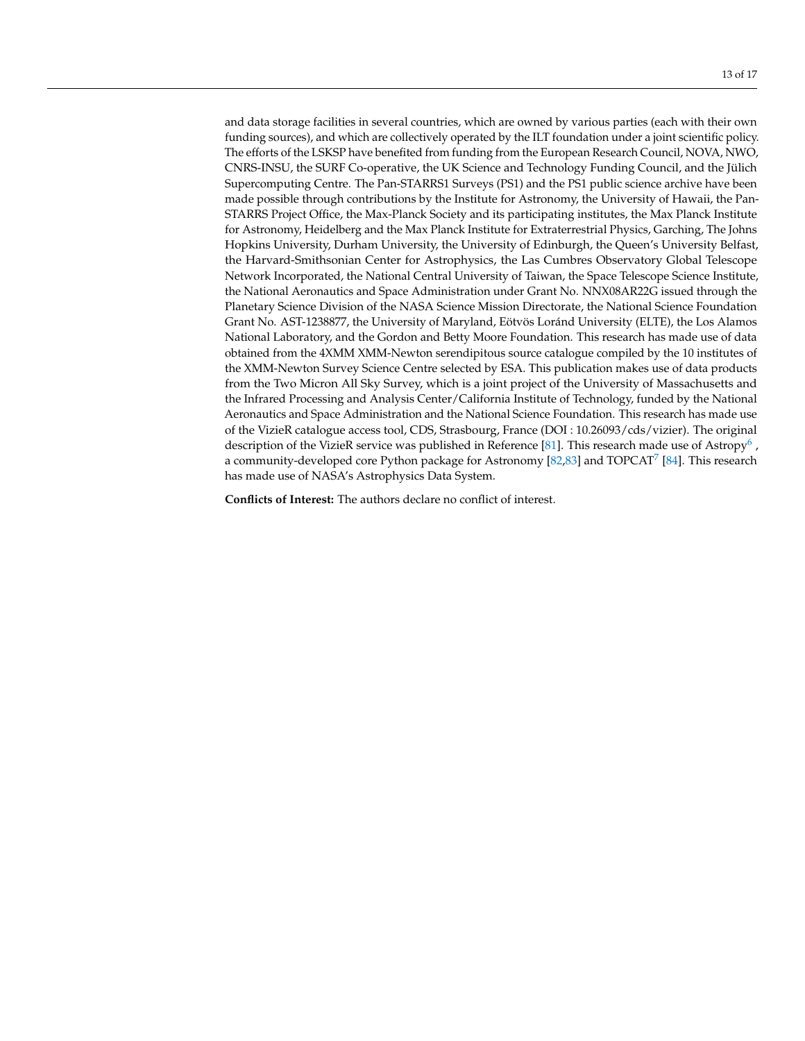and data storage facilities in several countries, which are owned by various parties (each with their own funding sources), and which are collectively operated by the ILT foundation under a joint scientific policy. The efforts of the LSKSP have benefited from funding from the European Research Council, NOVA, NWO, CNRS-INSU, the SURF Co-operative, the UK Science and Technology Funding Council, and the Jülich Supercomputing Centre. The Pan-STARRS1 Surveys (PS1) and the PS1 public science archive have been made possible through contributions by the Institute for Astronomy, the University of Hawaii, the Pan-STARRS Project Office, the Max-Planck Society and its participating institutes, the Max Planck Institute for Astronomy, Heidelberg and the Max Planck Institute for Extraterrestrial Physics, Garching, The Johns Hopkins University, Durham University, the University of Edinburgh, the Queen's University Belfast, the Harvard-Smithsonian Center for Astrophysics, the Las Cumbres Observatory Global Telescope Network Incorporated, the National Central University of Taiwan, the Space Telescope Science Institute, the National Aeronautics and Space Administration under Grant No. NNX08AR22G issued through the Planetary Science Division of the NASA Science Mission Directorate, the National Science Foundation Grant No. AST-1238877, the University of Maryland, Eötvös Loránd University (ELTE), the Los Alamos National Laboratory, and the Gordon and Betty Moore Foundation. This research has made use of data obtained from the 4XMM XMM-Newton serendipitous source catalogue compiled by the 10 institutes of the XMM-Newton Survey Science Centre selected by ESA. This publication makes use of data products from the Two Micron All Sky Survey, which is a joint project of the University of Massachusetts and the Infrared Processing and Analysis Center/California Institute of Technology, funded by the National Aeronautics and Space Administration and the National Science Foundation. This research has made use of the VizieR catalogue access tool, CDS, Strasbourg, France (DOI : 10.26093/cds/vizier). The original description of the VizieR service was published in Reference [81]. This research made use of Astropy[6], a community-developed core Python package for Astronomy [82,83] and TOPCAT[7] [84]. This research has made use of NASA's Astrophysics Data System.

**Conflicts of Interest:** The authors declare no conflict of interest.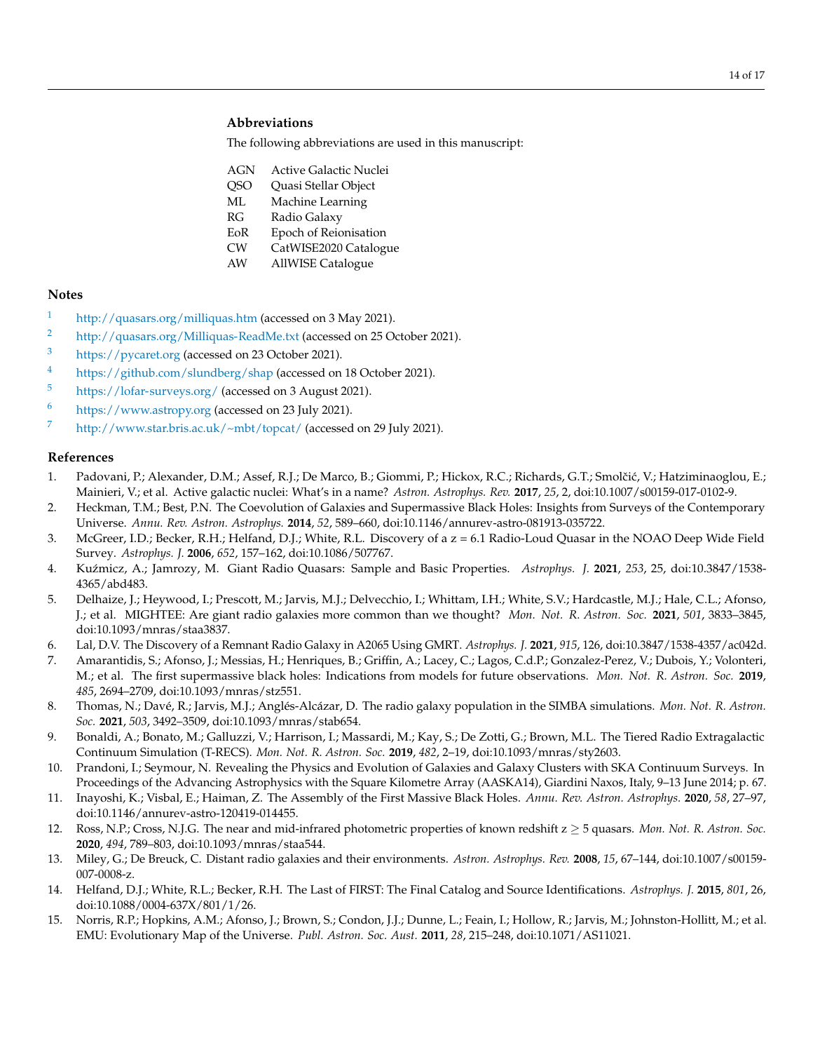## Abbreviations

The following abbreviations are used in this manuscript:

| | |
|---|---|
| AGN | Active Galactic Nuclei |
| QSO | Quasi Stellar Object |
| ML | Machine Learning |
| RG | Radio Galaxy |
| EoR | Epoch of Reionisation |
| CW | CatWISE2020 Catalogue |
| AW | AllWISE Catalogue |

## Notes

1. http://quasars.org/milliquas.htm (accessed on 3 May 2021).
2. http://quasars.org/Milliquas-ReadMe.txt (accessed on 25 October 2021).
3. https://pycaret.org (accessed on 23 October 2021).
4. https://github.com/slundberg/shap (accessed on 18 October 2021).
5. https://lofar-surveys.org/ (accessed on 3 August 2021).
6. https://www.astropy.org (accessed on 23 July 2021).
7. http://www.star.bris.ac.uk/~mbt/topcat/ (accessed on 29 July 2021).

## References

1. Padovani, P.; Alexander, D.M.; Assef, R.J.; De Marco, B.; Giommi, P.; Hickox, R.C.; Richards, G.T.; Smolčić, V.; Hatziminaoglou, E.; Mainieri, V.; et al. Active galactic nuclei: What's in a name? *Astron. Astrophys. Rev.* **2017**, *25*, 2, doi:10.1007/s00159-017-0102-9.
2. Heckman, T.M.; Best, P.N. The Coevolution of Galaxies and Supermassive Black Holes: Insights from Surveys of the Contemporary Universe. *Annu. Rev. Astron. Astrophys.* **2014**, *52*, 589–660, doi:10.1146/annurev-astro-081913-035722.
3. McGreer, I.D.; Becker, R.H.; Helfand, D.J.; White, R.L. Discovery of a z = 6.1 Radio-Loud Quasar in the NOAO Deep Wide Field Survey. *Astrophys. J.* **2006**, *652*, 157–162, doi:10.1086/507767.
4. Kuźmicz, A.; Jamrozy, M. Giant Radio Quasars: Sample and Basic Properties. *Astrophys. J.* **2021**, *253*, 25, doi:10.3847/1538-4365/abd483.
5. Delhaize, J.; Heywood, I.; Prescott, M.; Jarvis, M.J.; Delvecchio, I.; Whittam, I.H.; White, S.V.; Hardcastle, M.J.; Hale, C.L.; Afonso, J.; et al. MIGHTEE: Are giant radio galaxies more common than we thought? *Mon. Not. R. Astron. Soc.* **2021**, *501*, 3833–3845, doi:10.1093/mnras/staa3837.
6. Lal, D.V. The Discovery of a Remnant Radio Galaxy in A2065 Using GMRT. *Astrophys. J.* **2021**, *915*, 126, doi:10.3847/1538-4357/ac042d.
7. Amarantidis, S.; Afonso, J.; Messias, H.; Henriques, B.; Griffin, A.; Lacey, C.; Lagos, C.d.P.; Gonzalez-Perez, V.; Dubois, Y.; Volonteri, M.; et al. The first supermassive black holes: Indications from models for future observations. *Mon. Not. R. Astron. Soc.* **2019**, *485*, 2694–2709, doi:10.1093/mnras/stz551.
8. Thomas, N.; Davé, R.; Jarvis, M.J.; Anglés-Alcázar, D. The radio galaxy population in the SIMBA simulations. *Mon. Not. R. Astron. Soc.* **2021**, *503*, 3492–3509, doi:10.1093/mnras/stab654.
9. Bonaldi, A.; Bonato, M.; Galluzzi, V.; Harrison, I.; Massardi, M.; Kay, S.; De Zotti, G.; Brown, M.L. The Tiered Radio Extragalactic Continuum Simulation (T-RECS). *Mon. Not. R. Astron. Soc.* **2019**, *482*, 2–19, doi:10.1093/mnras/sty2603.
10. Prandoni, I.; Seymour, N. Revealing the Physics and Evolution of Galaxies and Galaxy Clusters with SKA Continuum Surveys. In Proceedings of the Advancing Astrophysics with the Square Kilometre Array (AASKA14), Giardini Naxos, Italy, 9–13 June 2014; p. 67.
11. Inayoshi, K.; Visbal, E.; Haiman, Z. The Assembly of the First Massive Black Holes. *Annu. Rev. Astron. Astrophys.* **2020**, *58*, 27–97, doi:10.1146/annurev-astro-120419-014455.
12. Ross, N.P.; Cross, N.J.G. The near and mid-infrared photometric properties of known redshift $z \geq 5$ quasars. *Mon. Not. R. Astron. Soc.* **2020**, *494*, 789–803, doi:10.1093/mnras/staa544.
13. Miley, G.; De Breuck, C. Distant radio galaxies and their environments. *Astron. Astrophys. Rev.* **2008**, *15*, 67–144, doi:10.1007/s00159-007-0008-z.
14. Helfand, D.J.; White, R.L.; Becker, R.H. The Last of FIRST: The Final Catalog and Source Identifications. *Astrophys. J.* **2015**, *801*, 26, doi:10.1088/0004-637X/801/1/26.
15. Norris, R.P.; Hopkins, A.M.; Afonso, J.; Brown, S.; Condon, J.J.; Dunne, L.; Feain, I.; Hollow, R.; Jarvis, M.; Johnston-Hollitt, M.; et al. EMU: Evolutionary Map of the Universe. *Publ. Astron. Soc. Aust.* **2011**, *28*, 215–248, doi:10.1071/AS11021.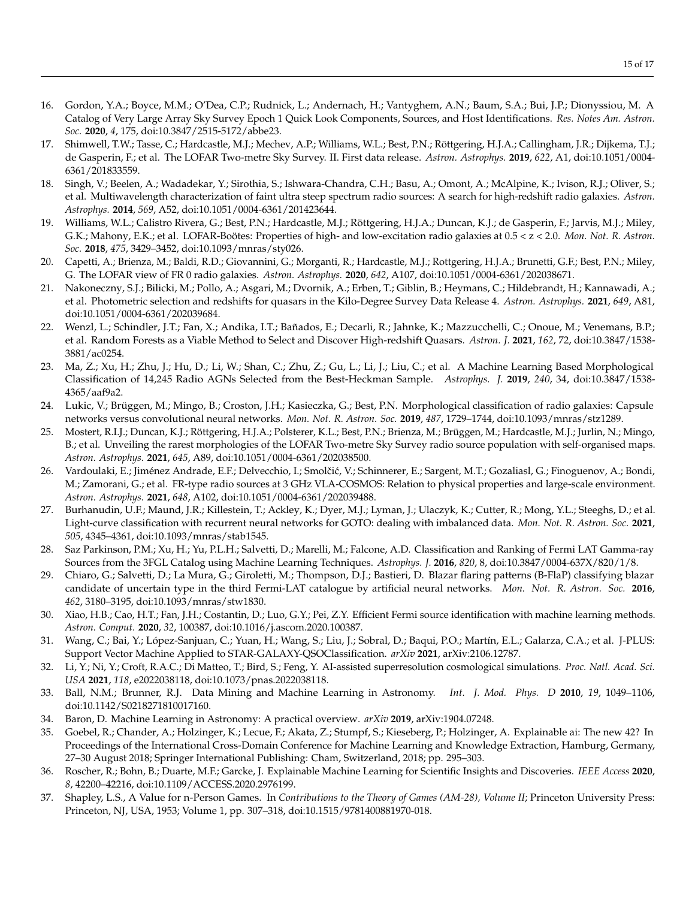16. Gordon, Y.A.; Boyce, M.M.; O'Dea, C.P.; Rudnick, L.; Andernach, H.; Vantyghem, A.N.; Baum, S.A.; Bui, J.P.; Dionyssiou, M. A Catalog of Very Large Array Sky Survey Epoch 1 Quick Look Components, Sources, and Host Identifications. *Res. Notes Am. Astron. Soc.* **2020**, *4*, 175, doi:10.3847/2515-5172/abbe23.
17. Shimwell, T.W.; Tasse, C.; Hardcastle, M.J.; Mechev, A.P.; Williams, W.L.; Best, P.N.; Röttgering, H.J.A.; Callingham, J.R.; Dijkema, T.J.; de Gasperin, F.; et al. The LOFAR Two-metre Sky Survey. II. First data release. *Astron. Astrophys.* **2019**, *622*, A1, doi:10.1051/0004-6361/201833559.
18. Singh, V.; Beelen, A.; Wadadekar, Y.; Sirothia, S.; Ishwara-Chandra, C.H.; Basu, A.; Omont, A.; McAlpine, K.; Ivison, R.J.; Oliver, S.; et al. Multiwavelength characterization of faint ultra steep spectrum radio sources: A search for high-redshift radio galaxies. *Astron. Astrophys.* **2014**, *569*, A52, doi:10.1051/0004-6361/201423644.
19. Williams, W.L.; Calistro Rivera, G.; Best, P.N.; Hardcastle, M.J.; Röttgering, H.J.A.; Duncan, K.J.; de Gasperin, F.; Jarvis, M.J.; Miley, G.K.; Mahony, E.K.; et al. LOFAR-Boötes: Properties of high- and low-excitation radio galaxies at $0.5 < z < 2.0$. *Mon. Not. R. Astron. Soc.* **2018**, *475*, 3429–3452, doi:10.1093/mnras/sty026.
20. Capetti, A.; Brienza, M.; Baldi, R.D.; Giovannini, G.; Morganti, R.; Hardcastle, M.J.; Rottgering, H.J.A.; Brunetti, G.F.; Best, P.N.; Miley, G. The LOFAR view of FR 0 radio galaxies. *Astron. Astrophys.* **2020**, *642*, A107, doi:10.1051/0004-6361/202038671.
21. Nakoneczny, S.J.; Bilicki, M.; Pollo, A.; Asgari, M.; Dvornik, A.; Erben, T.; Giblin, B.; Heymans, C.; Hildebrandt, H.; Kannawadi, A.; et al. Photometric selection and redshifts for quasars in the Kilo-Degree Survey Data Release 4. *Astron. Astrophys.* **2021**, *649*, A81, doi:10.1051/0004-6361/202039684.
22. Wenzl, L.; Schindler, J.T.; Fan, X.; Andika, I.T.; Bañados, E.; Decarli, R.; Jahnke, K.; Mazzucchelli, C.; Onoue, M.; Venemans, B.P.; et al. Random Forests as a Viable Method to Select and Discover High-redshift Quasars. *Astron. J.* **2021**, *162*, 72, doi:10.3847/1538-3881/ac0254.
23. Ma, Z.; Xu, H.; Zhu, J.; Hu, D.; Li, W.; Shan, C.; Zhu, Z.; Gu, L.; Li, J.; Liu, C.; et al. A Machine Learning Based Morphological Classification of 14,245 Radio AGNs Selected from the Best-Heckman Sample. *Astrophys. J.* **2019**, *240*, 34, doi:10.3847/1538-4365/aaf9a2.
24. Lukic, V.; Brüggen, M.; Mingo, B.; Croston, J.H.; Kasieczka, G.; Best, P.N. Morphological classification of radio galaxies: Capsule networks versus convolutional neural networks. *Mon. Not. R. Astron. Soc.* **2019**, *487*, 1729–1744, doi:10.1093/mnras/stz1289.
25. Mostert, R.I.J.; Duncan, K.J.; Röttgering, H.J.A.; Polsterer, K.L.; Best, P.N.; Brienza, M.; Brüggen, M.; Hardcastle, M.J.; Jurlin, N.; Mingo, B.; et al. Unveiling the rarest morphologies of the LOFAR Two-metre Sky Survey radio source population with self-organised maps. *Astron. Astrophys.* **2021**, *645*, A89, doi:10.1051/0004-6361/202038500.
26. Vardoulaki, E.; Jiménez Andrade, E.F.; Delvecchio, I.; Smolčić, V.; Schinnerer, E.; Sargent, M.T.; Gozaliasl, G.; Finoguenov, A.; Bondi, M.; Zamorani, G.; et al. FR-type radio sources at 3 GHz VLA-COSMOS: Relation to physical properties and large-scale environment. *Astron. Astrophys.* **2021**, *648*, A102, doi:10.1051/0004-6361/202039488.
27. Burhanudin, U.F.; Maund, J.R.; Killestein, T.; Ackley, K.; Dyer, M.J.; Lyman, J.; Ulaczyk, K.; Cutter, R.; Mong, Y.L.; Steeghs, D.; et al. Light-curve classification with recurrent neural networks for GOTO: dealing with imbalanced data. *Mon. Not. R. Astron. Soc.* **2021**, *505*, 4345–4361, doi:10.1093/mnras/stab1545.
28. Saz Parkinson, P.M.; Xu, H.; Yu, P.L.H.; Salvetti, D.; Marelli, M.; Falcone, A.D. Classification and Ranking of Fermi LAT Gamma-ray Sources from the 3FGL Catalog using Machine Learning Techniques. *Astrophys. J.* **2016**, *820*, 8, doi:10.3847/0004-637X/820/1/8.
29. Chiaro, G.; Salvetti, D.; La Mura, G.; Giroletti, M.; Thompson, D.J.; Bastieri, D. Blazar flaring patterns (B-FlaP) classifying blazar candidate of uncertain type in the third Fermi-LAT catalogue by artificial neural networks. *Mon. Not. R. Astron. Soc.* **2016**, *462*, 3180–3195, doi:10.1093/mnras/stw1830.
30. Xiao, H.B.; Cao, H.T.; Fan, J.H.; Costantin, D.; Luo, G.Y.; Pei, Z.Y. Efficient Fermi source identification with machine learning methods. *Astron. Comput.* **2020**, *32*, 100387, doi:10.1016/j.ascom.2020.100387.
31. Wang, C.; Bai, Y.; López-Sanjuan, C.; Yuan, H.; Wang, S.; Liu, J.; Sobral, D.; Baqui, P.O.; Martín, E.L.; Galarza, C.A.; et al. J-PLUS: Support Vector Machine Applied to STAR-GALAXY-QSOClassification. *arXiv* **2021**, arXiv:2106.12787.
32. Li, Y.; Ni, Y.; Croft, R.A.C.; Di Matteo, T.; Bird, S.; Feng, Y. AI-assisted superresolution cosmological simulations. *Proc. Natl. Acad. Sci. USA* **2021**, *118*, e2022038118, doi:10.1073/pnas.2022038118.
33. Ball, N.M.; Brunner, R.J. Data Mining and Machine Learning in Astronomy. *Int. J. Mod. Phys. D* **2010**, *19*, 1049–1106, doi:10.1142/S0218271810017160.
34. Baron, D. Machine Learning in Astronomy: A practical overview. *arXiv* **2019**, arXiv:1904.07248.
35. Goebel, R.; Chander, A.; Holzinger, K.; Lecue, F.; Akata, Z.; Stumpf, S.; Kieseberg, P.; Holzinger, A. Explainable ai: The new 42? In Proceedings of the International Cross-Domain Conference for Machine Learning and Knowledge Extraction, Hamburg, Germany, 27–30 August 2018; Springer International Publishing: Cham, Switzerland, 2018; pp. 295–303.
36. Roscher, R.; Bohn, B.; Duarte, M.F.; Garcke, J. Explainable Machine Learning for Scientific Insights and Discoveries. *IEEE Access* **2020**, *8*, 42200–42216, doi:10.1109/ACCESS.2020.2976199.
37. Shapley, L.S., A Value for n-Person Games. In *Contributions to the Theory of Games (AM-28), Volume II*; Princeton University Press: Princeton, NJ, USA, 1953; Volume 1, pp. 307–318, doi:10.1515/9781400881970-018.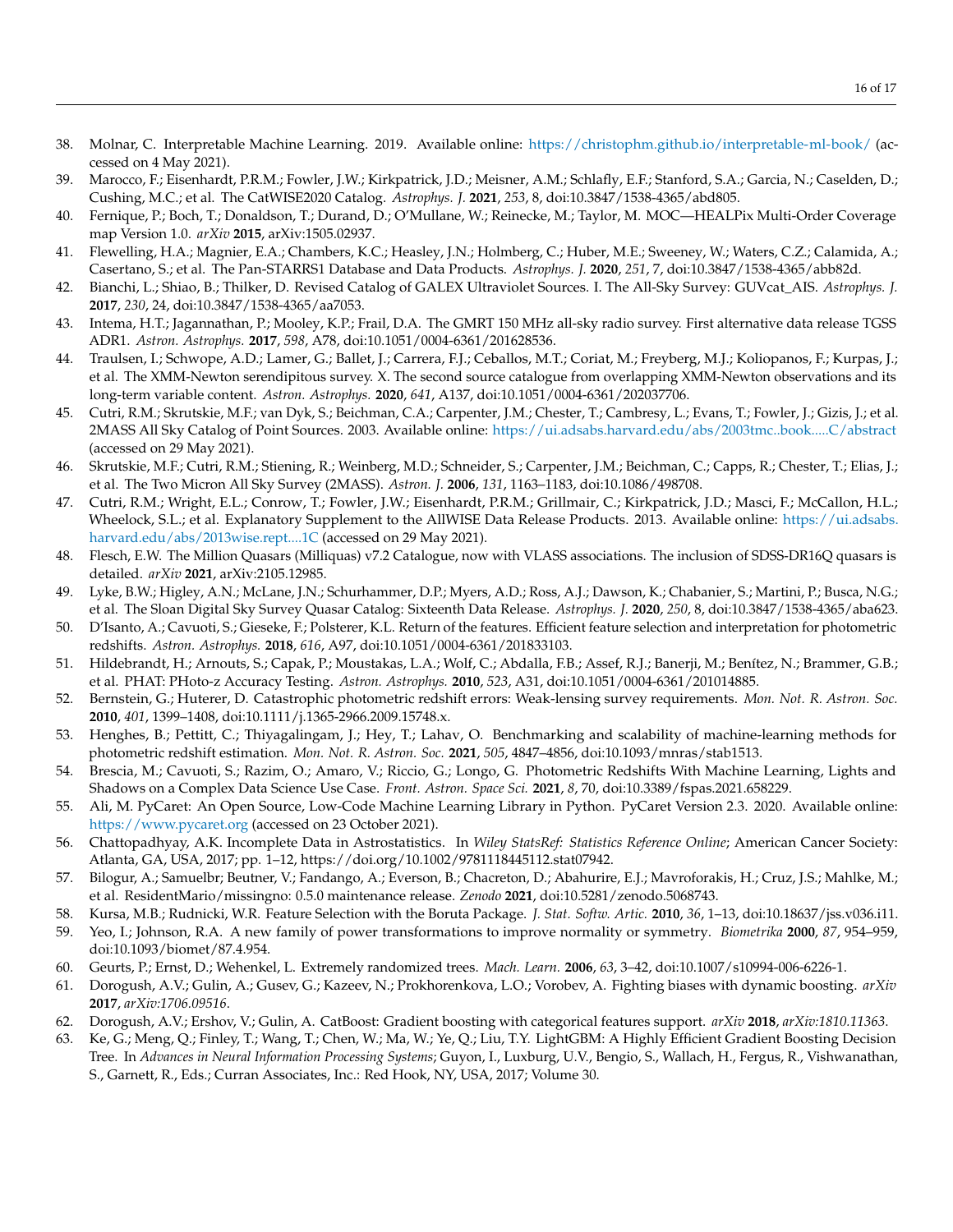38. Molnar, C. Interpretable Machine Learning. 2019. Available online: https://christophm.github.io/interpretable-ml-book/ (accessed on 4 May 2021).
39. Marocco, F.; Eisenhardt, P.R.M.; Fowler, J.W.; Kirkpatrick, J.D.; Meisner, A.M.; Schlafly, E.F.; Stanford, S.A.; Garcia, N.; Caselden, D.; Cushing, M.C.; et al. The CatWISE2020 Catalog. *Astrophys. J.* **2021**, *253*, 8, doi:10.3847/1538-4365/abd805.
40. Fernique, P.; Boch, T.; Donaldson, T.; Durand, D.; O'Mullane, W.; Reinecke, M.; Taylor, M. MOC—HEALPix Multi-Order Coverage map Version 1.0. *arXiv* **2015**, arXiv:1505.02937.
41. Flewelling, H.A.; Magnier, E.A.; Chambers, K.C.; Heasley, J.N.; Holmberg, C.; Huber, M.E.; Sweeney, W.; Waters, C.Z.; Calamida, A.; Casertano, S.; et al. The Pan-STARRS1 Database and Data Products. *Astrophys. J.* **2020**, *251*, 7, doi:10.3847/1538-4365/abb82d.
42. Bianchi, L.; Shiao, B.; Thilker, D. Revised Catalog of GALEX Ultraviolet Sources. I. The All-Sky Survey: GUVcat_AIS. *Astrophys. J.* **2017**, *230*, 24, doi:10.3847/1538-4365/aa7053.
43. Intema, H.T.; Jagannathan, P.; Mooley, K.P.; Frail, D.A. The GMRT 150 MHz all-sky radio survey. First alternative data release TGSS ADR1. *Astron. Astrophys.* **2017**, *598*, A78, doi:10.1051/0004-6361/201628536.
44. Traulsen, I.; Schwope, A.D.; Lamer, G.; Ballet, J.; Carrera, F.J.; Ceballos, M.T.; Coriat, M.; Freyberg, M.J.; Koliopanos, F.; Kurpas, J.; et al. The XMM-Newton serendipitous survey. X. The second source catalogue from overlapping XMM-Newton observations and its long-term variable content. *Astron. Astrophys.* **2020**, *641*, A137, doi:10.1051/0004-6361/202037706.
45. Cutri, R.M.; Skrutskie, M.F.; van Dyk, S.; Beichman, C.A.; Carpenter, J.M.; Chester, T.; Cambresy, L.; Evans, T.; Fowler, J.; Gizis, J.; et al. 2MASS All Sky Catalog of Point Sources. 2003. Available online: https://ui.adsabs.harvard.edu/abs/2003tmc..book.....C/abstract (accessed on 29 May 2021).
46. Skrutskie, M.F.; Cutri, R.M.; Stiening, R.; Weinberg, M.D.; Schneider, S.; Carpenter, J.M.; Beichman, C.; Capps, R.; Chester, T.; Elias, J.; et al. The Two Micron All Sky Survey (2MASS). *Astron. J.* **2006**, *131*, 1163–1183, doi:10.1086/498708.
47. Cutri, R.M.; Wright, E.L.; Conrow, T.; Fowler, J.W.; Eisenhardt, P.R.M.; Grillmair, C.; Kirkpatrick, J.D.; Masci, F.; McCallon, H.L.; Wheelock, S.L.; et al. Explanatory Supplement to the AllWISE Data Release Products. 2013. Available online: https://ui.adsabs.harvard.edu/abs/2013wise.rept....1C (accessed on 29 May 2021).
48. Flesch, E.W. The Million Quasars (Milliquas) v7.2 Catalogue, now with VLASS associations. The inclusion of SDSS-DR16Q quasars is detailed. *arXiv* **2021**, arXiv:2105.12985.
49. Lyke, B.W.; Higley, A.N.; McLane, J.N.; Schurhammer, D.P.; Myers, A.D.; Ross, A.J.; Dawson, K.; Chabanier, S.; Martini, P.; Busca, N.G.; et al. The Sloan Digital Sky Survey Quasar Catalog: Sixteenth Data Release. *Astrophys. J.* **2020**, *250*, 8, doi:10.3847/1538-4365/aba623.
50. D'Isanto, A.; Cavuoti, S.; Gieseke, F.; Polsterer, K.L. Return of the features. Efficient feature selection and interpretation for photometric redshifts. *Astron. Astrophys.* **2018**, *616*, A97, doi:10.1051/0004-6361/201833103.
51. Hildebrandt, H.; Arnouts, S.; Capak, P.; Moustakas, L.A.; Wolf, C.; Abdalla, F.B.; Assef, R.J.; Banerji, M.; Benítez, N.; Brammer, G.B.; et al. PHAT: PHoto-z Accuracy Testing. *Astron. Astrophys.* **2010**, *523*, A31, doi:10.1051/0004-6361/201014885.
52. Bernstein, G.; Huterer, D. Catastrophic photometric redshift errors: Weak-lensing survey requirements. *Mon. Not. R. Astron. Soc.* **2010**, *401*, 1399–1408, doi:10.1111/j.1365-2966.2009.15748.x.
53. Henghes, B.; Pettitt, C.; Thiyagalingam, J.; Hey, T.; Lahav, O. Benchmarking and scalability of machine-learning methods for photometric redshift estimation. *Mon. Not. R. Astron. Soc.* **2021**, *505*, 4847–4856, doi:10.1093/mnras/stab1513.
54. Brescia, M.; Cavuoti, S.; Razim, O.; Amaro, V.; Riccio, G.; Longo, G. Photometric Redshifts With Machine Learning, Lights and Shadows on a Complex Data Science Use Case. *Front. Astron. Space Sci.* **2021**, *8*, 70, doi:10.3389/fspas.2021.658229.
55. Ali, M. PyCaret: An Open Source, Low-Code Machine Learning Library in Python. PyCaret Version 2.3. 2020. Available online: https://www.pycaret.org (accessed on 23 October 2021).
56. Chattopadhyay, A.K. Incomplete Data in Astrostatistics. In *Wiley StatsRef: Statistics Reference Online*; American Cancer Society: Atlanta, GA, USA, 2017; pp. 1–12, https://doi.org/10.1002/9781118445112.stat07942.
57. Bilogur, A.; Samuelbr; Beutner, V.; Fandango, A.; Everson, B.; Chacreton, D.; Abahurire, E.J.; Mavroforakis, H.; Cruz, J.S.; Mahlke, M.; et al. ResidentMario/missingno: 0.5.0 maintenance release. *Zenodo* **2021**, doi:10.5281/zenodo.5068743.
58. Kursa, M.B.; Rudnicki, W.R. Feature Selection with the Boruta Package. *J. Stat. Softw. Artic.* **2010**, *36*, 1–13, doi:10.18637/jss.v036.i11.
59. Yeo, I.; Johnson, R.A. A new family of power transformations to improve normality or symmetry. *Biometrika* **2000**, *87*, 954–959, doi:10.1093/biomet/87.4.954.
60. Geurts, P.; Ernst, D.; Wehenkel, L. Extremely randomized trees. *Mach. Learn.* **2006**, *63*, 3–42, doi:10.1007/s10994-006-6226-1.
61. Dorogush, A.V.; Gulin, A.; Gusev, G.; Kazeev, N.; Prokhorenkova, L.O.; Vorobev, A. Fighting biases with dynamic boosting. *arXiv* **2017**, *arXiv:1706.09516*.
62. Dorogush, A.V.; Ershov, V.; Gulin, A. CatBoost: Gradient boosting with categorical features support. *arXiv* **2018**, *arXiv:1810.11363*.
63. Ke, G.; Meng, Q.; Finley, T.; Wang, T.; Chen, W.; Ma, W.; Ye, Q.; Liu, T.Y. LightGBM: A Highly Efficient Gradient Boosting Decision Tree. In *Advances in Neural Information Processing Systems*; Guyon, I., Luxburg, U.V., Bengio, S., Wallach, H., Fergus, R., Vishwanathan, S., Garnett, R., Eds.; Curran Associates, Inc.: Red Hook, NY, USA, 2017; Volume 30.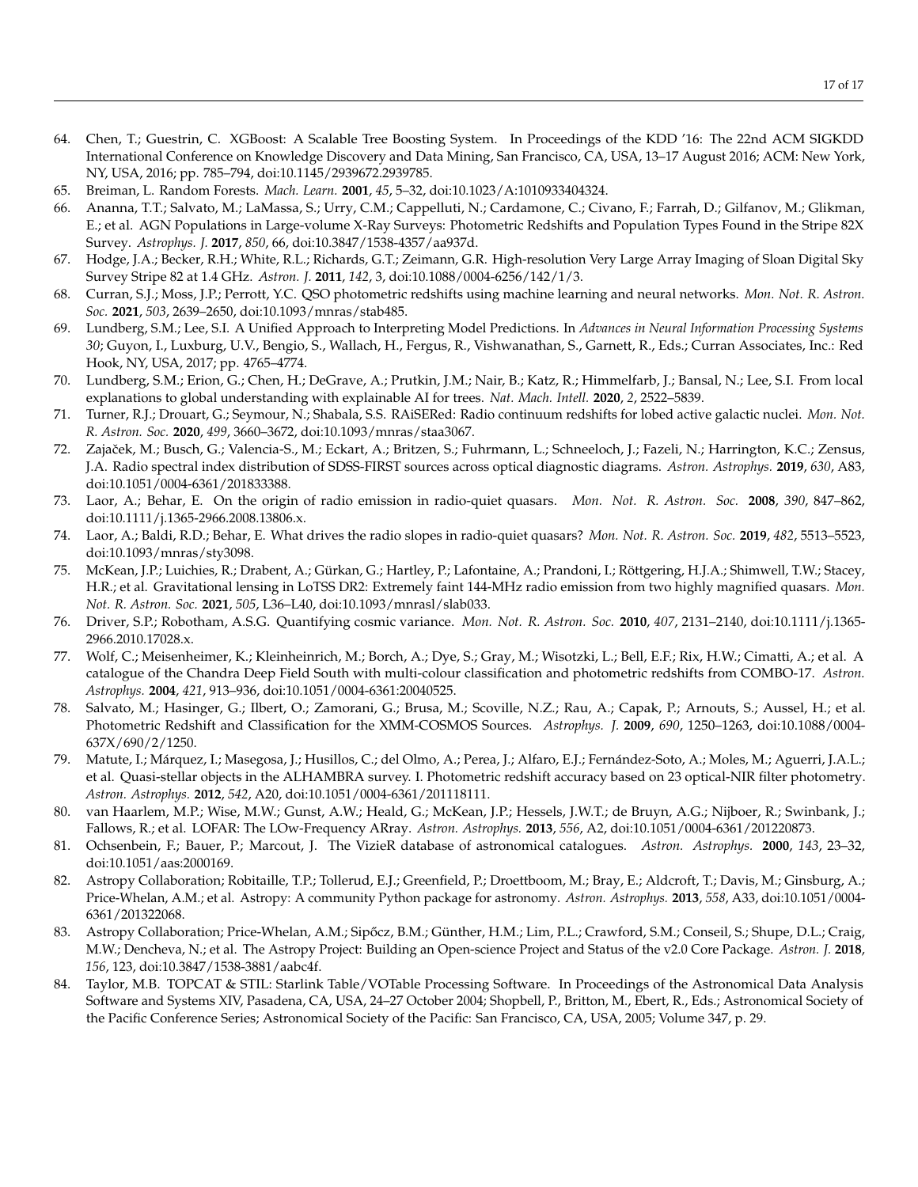64. Chen, T.; Guestrin, C. XGBoost: A Scalable Tree Boosting System. In Proceedings of the KDD '16: The 22nd ACM SIGKDD International Conference on Knowledge Discovery and Data Mining, San Francisco, CA, USA, 13–17 August 2016; ACM: New York, NY, USA, 2016; pp. 785–794, doi:10.1145/2939672.2939785.
65. Breiman, L. Random Forests. *Mach. Learn.* **2001**, *45*, 5–32, doi:10.1023/A:1010933404324.
66. Ananna, T.T.; Salvato, M.; LaMassa, S.; Urry, C.M.; Cappelluti, N.; Cardamone, C.; Civano, F.; Farrah, D.; Gilfanov, M.; Glikman, E.; et al. AGN Populations in Large-volume X-Ray Surveys: Photometric Redshifts and Population Types Found in the Stripe 82X Survey. *Astrophys. J.* **2017**, *850*, 66, doi:10.3847/1538-4357/aa937d.
67. Hodge, J.A.; Becker, R.H.; White, R.L.; Richards, G.T.; Zeimann, G.R. High-resolution Very Large Array Imaging of Sloan Digital Sky Survey Stripe 82 at 1.4 GHz. *Astron. J.* **2011**, *142*, 3, doi:10.1088/0004-6256/142/1/3.
68. Curran, S.J.; Moss, J.P.; Perrott, Y.C. QSO photometric redshifts using machine learning and neural networks. *Mon. Not. R. Astron. Soc.* **2021**, *503*, 2639–2650, doi:10.1093/mnras/stab485.
69. Lundberg, S.M.; Lee, S.I. A Unified Approach to Interpreting Model Predictions. In *Advances in Neural Information Processing Systems 30*; Guyon, I., Luxburg, U.V., Bengio, S., Wallach, H., Fergus, R., Vishwanathan, S., Garnett, R., Eds.; Curran Associates, Inc.: Red Hook, NY, USA, 2017; pp. 4765–4774.
70. Lundberg, S.M.; Erion, G.; Chen, H.; DeGrave, A.; Prutkin, J.M.; Nair, B.; Katz, R.; Himmelfarb, J.; Bansal, N.; Lee, S.I. From local explanations to global understanding with explainable AI for trees. *Nat. Mach. Intell.* **2020**, *2*, 2522–5839.
71. Turner, R.J.; Drouart, G.; Seymour, N.; Shabala, S.S. RAiSERed: Radio continuum redshifts for lobed active galactic nuclei. *Mon. Not. R. Astron. Soc.* **2020**, *499*, 3660–3672, doi:10.1093/mnras/staa3067.
72. Zajaček, M.; Busch, G.; Valencia-S., M.; Eckart, A.; Britzen, S.; Fuhrmann, L.; Schneeloch, J.; Fazeli, N.; Harrington, K.C.; Zensus, J.A. Radio spectral index distribution of SDSS-FIRST sources across optical diagnostic diagrams. *Astron. Astrophys.* **2019**, *630*, A83, doi:10.1051/0004-6361/201833388.
73. Laor, A.; Behar, E. On the origin of radio emission in radio-quiet quasars. *Mon. Not. R. Astron. Soc.* **2008**, *390*, 847–862, doi:10.1111/j.1365-2966.2008.13806.x.
74. Laor, A.; Baldi, R.D.; Behar, E. What drives the radio slopes in radio-quiet quasars? *Mon. Not. R. Astron. Soc.* **2019**, *482*, 5513–5523, doi:10.1093/mnras/sty3098.
75. McKean, J.P.; Luichies, R.; Drabent, A.; Gürkan, G.; Hartley, P.; Lafontaine, A.; Prandoni, I.; Röttgering, H.J.A.; Shimwell, T.W.; Stacey, H.R.; et al. Gravitational lensing in LoTSS DR2: Extremely faint 144-MHz radio emission from two highly magnified quasars. *Mon. Not. R. Astron. Soc.* **2021**, *505*, L36–L40, doi:10.1093/mnrasl/slab033.
76. Driver, S.P.; Robotham, A.S.G. Quantifying cosmic variance. *Mon. Not. R. Astron. Soc.* **2010**, *407*, 2131–2140, doi:10.1111/j.1365-2966.2010.17028.x.
77. Wolf, C.; Meisenheimer, K.; Kleinheinrich, M.; Borch, A.; Dye, S.; Gray, M.; Wisotzki, L.; Bell, E.F.; Rix, H.W.; Cimatti, A.; et al. A catalogue of the Chandra Deep Field South with multi-colour classification and photometric redshifts from COMBO-17. *Astron. Astrophys.* **2004**, *421*, 913–936, doi:10.1051/0004-6361:20040525.
78. Salvato, M.; Hasinger, G.; Ilbert, O.; Zamorani, G.; Brusa, M.; Scoville, N.Z.; Rau, A.; Capak, P.; Arnouts, S.; Aussel, H.; et al. Photometric Redshift and Classification for the XMM-COSMOS Sources. *Astrophys. J.* **2009**, *690*, 1250–1263, doi:10.1088/0004-637X/690/2/1250.
79. Matute, I.; Márquez, I.; Masegosa, J.; Husillos, C.; del Olmo, A.; Perea, J.; Alfaro, E.J.; Fernández-Soto, A.; Moles, M.; Aguerri, J.A.L.; et al. Quasi-stellar objects in the ALHAMBRA survey. I. Photometric redshift accuracy based on 23 optical-NIR filter photometry. *Astron. Astrophys.* **2012**, *542*, A20, doi:10.1051/0004-6361/201118111.
80. van Haarlem, M.P.; Wise, M.W.; Gunst, A.W.; Heald, G.; McKean, J.P.; Hessels, J.W.T.; de Bruyn, A.G.; Nijboer, R.; Swinbank, J.; Fallows, R.; et al. LOFAR: The LOw-Frequency ARray. *Astron. Astrophys.* **2013**, *556*, A2, doi:10.1051/0004-6361/201220873.
81. Ochsenbein, F.; Bauer, P.; Marcout, J. The VizieR database of astronomical catalogues. *Astron. Astrophys.* **2000**, *143*, 23–32, doi:10.1051/aas:2000169.
82. Astropy Collaboration; Robitaille, T.P.; Tollerud, E.J.; Greenfield, P.; Droettboom, M.; Bray, E.; Aldcroft, T.; Davis, M.; Ginsburg, A.; Price-Whelan, A.M.; et al. Astropy: A community Python package for astronomy. *Astron. Astrophys.* **2013**, *558*, A33, doi:10.1051/0004-6361/201322068.
83. Astropy Collaboration; Price-Whelan, A.M.; Sipőcz, B.M.; Günther, H.M.; Lim, P.L.; Crawford, S.M.; Conseil, S.; Shupe, D.L.; Craig, M.W.; Dencheva, N.; et al. The Astropy Project: Building an Open-science Project and Status of the v2.0 Core Package. *Astron. J.* **2018**, *156*, 123, doi:10.3847/1538-3881/aabc4f.
84. Taylor, M.B. TOPCAT & STIL: Starlink Table/VOTable Processing Software. In Proceedings of the Astronomical Data Analysis Software and Systems XIV, Pasadena, CA, USA, 24–27 October 2004; Shopbell, P., Britton, M., Ebert, R., Eds.; Astronomical Society of the Pacific Conference Series; Astronomical Society of the Pacific: San Francisco, CA, USA, 2005; Volume 347, p. 29.